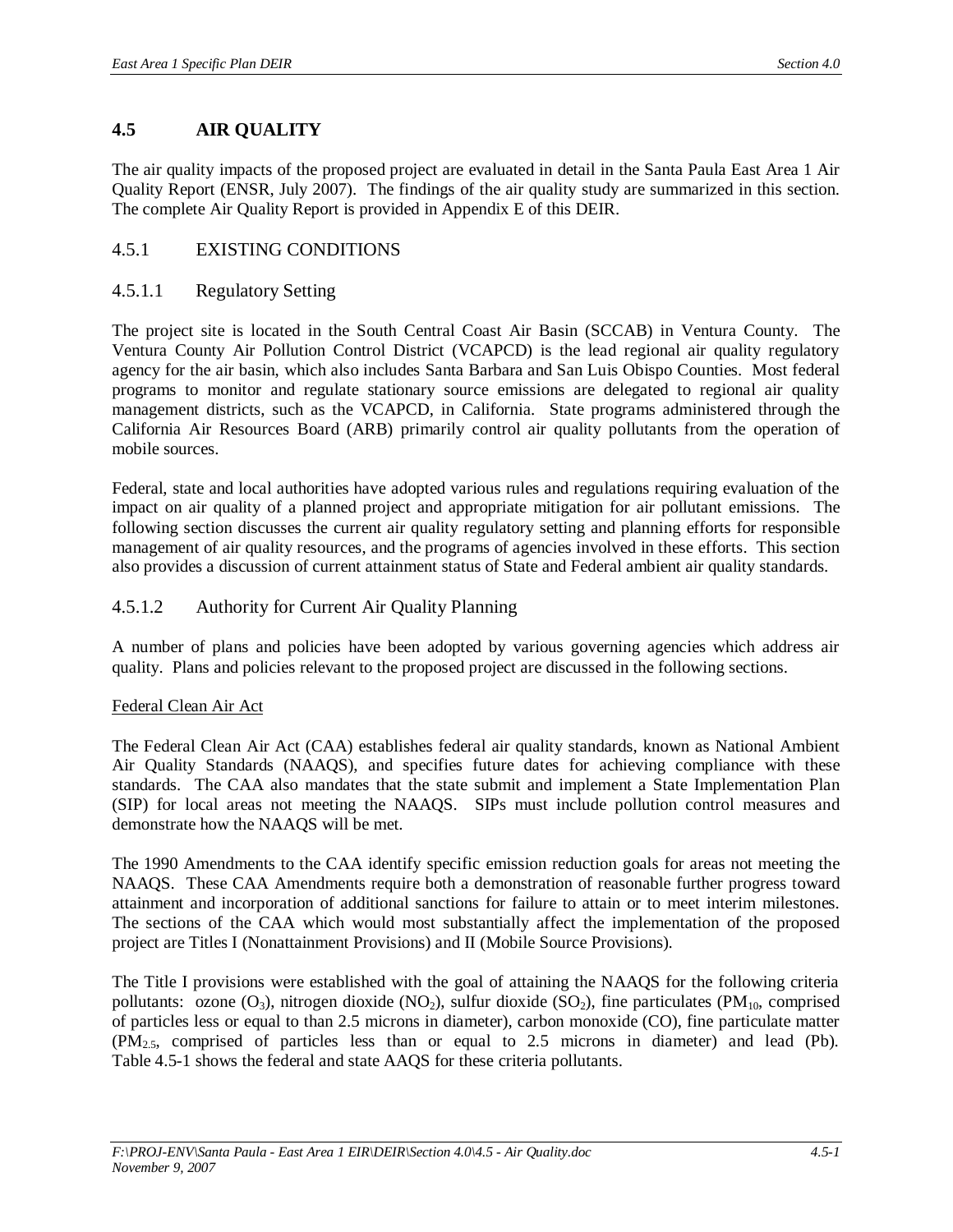## 4.5 AIR QUALITY

The air quality impacts of the proposed project are evaluated in detail in the Santa Paula East Area 1 Air Quality Report (ENSR, July 2007). The findings of the air quality study are summarized in this section. The complete Air Quality Report is provided in Appendix E of this DEIR.

### 4.5.1 EXISTING CONDITIONS

#### 4.5.1.1 Regulatory Setting

The project site is located in the South Central Coast Air Basin (SCCAB) in Ventura County. The Ventura County Air Pollution Control District (VCAPCD) is the lead regional air quality regulatory agency for the air basin, which also includes Santa Barbara and San Luis Obispo Counties. Most federal programs to monitor and regulate stationary source emissions are delegated to regional air quality management districts, such as the VCAPCD, in California. State programs administered through the California Air Resources Board (ARB) primarily control air quality pollutants from the operation of mobile sources.

Federal, state and local authorities have adopted various rules and regulations requiring evaluation of the impact on air quality of a planned project and appropriate mitigation for air pollutant emissions. The following section discusses the current air quality regulatory setting and planning efforts for responsible management of air quality resources, and the programs of agencies involved in these efforts. This section also provides a discussion of current attainment status of State and Federal ambient air quality standards.

#### 4.5.1.2 Authority for Current Air Quality Planning

A number of plans and policies have been adopted by various governing agencies which address air quality. Plans and policies relevant to the proposed project are discussed in the following sections.

Federal Clean Air Act

The Federal Clean Air Act (CAA) establishes federal air quality standards, known as National Ambient Air Quality Standards (NAAQS), and specifies future dates for achieving compliance with these standards. The CAA also mandates that the state submit and implement a State Implementation Plan (SIP) for local areas not meeting the NAAQS. SIPs must include pollution control measures and demonstrate how the NAAQS will be met.

The 1990 Amendments to the CAA identify specific emission reduction goals for areas not meeting the NAAQS. These CAA Amendments require both a demonstration of reasonable further progress toward attainment and incorporation of additional sanctions for failure to attain or to meet interim milestones. The sections of the CAA which would most substantially affect the implementation of the proposed project are Titles I (Nonattainment Provisions) and II (Mobile Source Provisions).

The Title I provisions were established with the goal of attaining the NAAQS for the following criteria pollutants: ozone ($O_3$), nitrogen dioxide ($NO_2$), sulfur dioxide ($SO_2$), fine particulates ($PM_{10}$, comprised of particles less or equal to than 2.5 microns in diameter), carbon monoxide (CO), fine particulate matter ($PM_{2.5}$, comprised of particles less than or equal to 2.5 microns in diameter) and lead (Pb). Table 4.5-1 shows the federal and state AAQS for these criteria pollutants.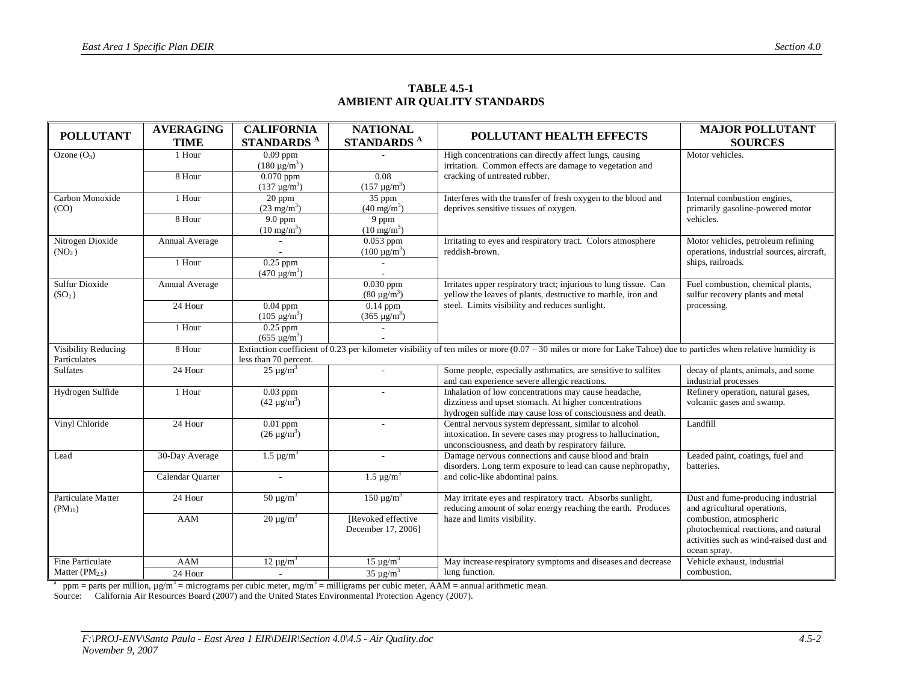**TABLE 4.5-1**
**AMBIENT AIR QUALITY STANDARDS**

| POLLUTANT | AVERAGING TIME | CALIFORNIA STANDARDS [A] | NATIONAL STANDARDS [A] | POLLUTANT HEALTH EFFECTS | MAJOR POLLUTANT SOURCES |
|---|---|---|---|---|---|
| Ozone ($O_3$) | 1 Hour | 0.09 ppm ($180\ \mu g/m^3$) | - | High concentrations can directly affect lungs, causing irritation. Common effects are damage to vegetation and cracking of untreated rubber. | Motor vehicles. |
| | 8 Hour | 0.070 ppm ($137\ \mu g/m^3$) | 0.08 ($157\ \mu g/m^3$) | | |
| Carbon Monoxide (CO) | 1 Hour | 20 ppm ($23\ mg/m^3$) | 35 ppm ($40\ mg/m^3$) | Interferes with the transfer of fresh oxygen to the blood and deprives sensitive tissues of oxygen. | Internal combustion engines, primarily gasoline-powered motor vehicles. |
| | 8 Hour | 9.0 ppm ($10\ mg/m^3$) | 9 ppm ($10\ mg/m^3$) | | |
| Nitrogen Dioxide ($NO_2$) | Annual Average | - - | 0.053 ppm ($100\ \mu g/m^3$) | Irritating to eyes and respiratory tract. Colors atmosphere reddish-brown. | Motor vehicles, petroleum refining operations, industrial sources, aircraft, ships, railroads. |
| | 1 Hour | 0.25 ppm ($470\ \mu g/m^3$) | - - | | |
| Sulfur Dioxide ($SO_2$) | Annual Average | | 0.030 ppm ($80\ \mu g/m^3$) | Irritates upper respiratory tract; injurious to lung tissue. Can yellow the leaves of plants, destructive to marble, iron and steel. Limits visibility and reduces sunlight. | Fuel combustion, chemical plants, sulfur recovery plants and metal processing. |
| | 24 Hour | 0.04 ppm ($105\ \mu g/m^3$) | 0.14 ppm ($365\ \mu g/m^3$) | | |
| | 1 Hour | 0.25 ppm ($655\ \mu g/m^3$) | - - | | |
| Visibility Reducing Particulates | 8 Hour | Extinction coefficient of 0.23 per kilometer visibility of ten miles or more (0.07 – 30 miles or more for Lake Tahoe) due to particles when relative humidity is less than 70 percent. | | | |
| Sulfates | 24 Hour | $25\ \mu g/m^3$ | - | Some people, especially asthmatics, are sensitive to sulfites and can experience severe allergic reactions. | decay of plants, animals, and some industrial processes |
| Hydrogen Sulfide | 1 Hour | 0.03 ppm ($42\ \mu g/m^3$) | - | Inhalation of low concentrations may cause headache, dizziness and upset stomach. At higher concentrations hydrogen sulfide may cause loss of consciousness and death. | Refinery operation, natural gases, volcanic gases and swamp. |
| Vinyl Chloride | 24 Hour | 0.01 ppm ($26\ \mu g/m^3$) | - | Central nervous system depressant, similar to alcohol intoxication. In severe cases may progress to hallucination, unconsciousness, and death by respiratory failure. | Landfill |
| Lead | 30-Day Average | $1.5\ \mu g/m^3$ | - | Damage nervous connections and cause blood and brain disorders. Long term exposure to lead can cause nephropathy, and colic-like abdominal pains. | Leaded paint, coatings, fuel and batteries. |
| | Calendar Quarter | - | $1.5\ \mu g/m^3$ | | |
| Particulate Matter ($PM_{10}$) | 24 Hour | $50\ \mu g/m^3$ | $150\ \mu g/m^3$ | May irritate eyes and respiratory tract. Absorbs sunlight, reducing amount of solar energy reaching the earth. Produces haze and limits visibility. | Dust and fume-producing industrial and agricultural operations, combustion, atmospheric photochemical reactions, and natural activities such as wind-raised dust and ocean spray. |
| | AAM | $20\ \mu g/m^3$ | [Revoked effective December 17, 2006] | | |
| Fine Particulate Matter ($PM_{2.5}$) | AAM | $12\ \mu g/m^3$ | $15\ \mu g/m^3$ | May increase respiratory symptoms and diseases and decrease lung function. | Vehicle exhaust, industrial combustion. |
| | 24 Hour | - | $35\ \mu g/m^3$ | | |

[a] ppm = parts per million, $\mu g/m^3$ = micrograms per cubic meter, $mg/m^3$ = milligrams per cubic meter, AAM = annual arithmetic mean.

Source: California Air Resources Board (2007) and the United States Environmental Protection Agency (2007).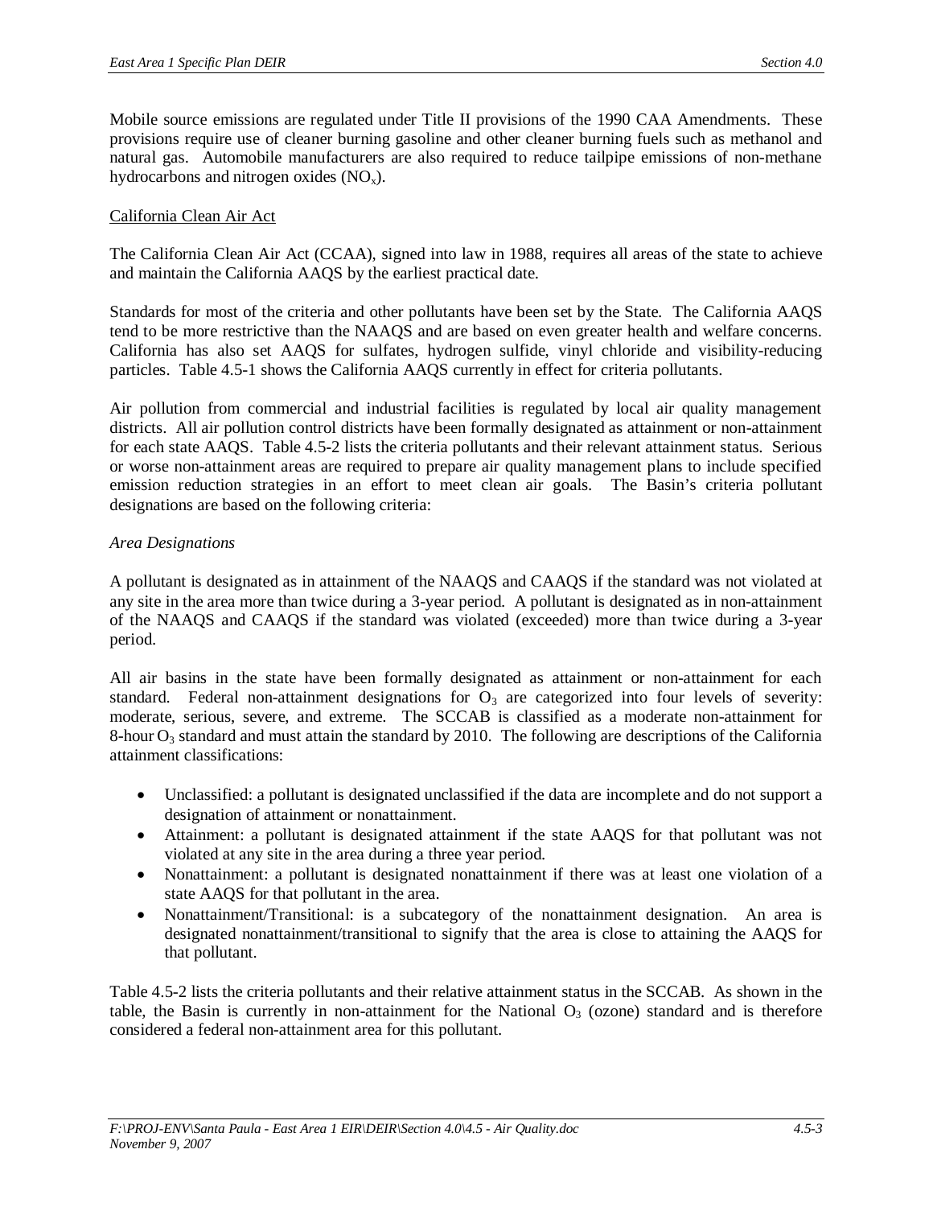Mobile source emissions are regulated under Title II provisions of the 1990 CAA Amendments. These provisions require use of cleaner burning gasoline and other cleaner burning fuels such as methanol and natural gas. Automobile manufacturers are also required to reduce tailpipe emissions of non-methane hydrocarbons and nitrogen oxides ($NO_x$).

California Clean Air Act

The California Clean Air Act (CCAA), signed into law in 1988, requires all areas of the state to achieve and maintain the California AAQS by the earliest practical date.

Standards for most of the criteria and other pollutants have been set by the State. The California AAQS tend to be more restrictive than the NAAQS and are based on even greater health and welfare concerns. California has also set AAQS for sulfates, hydrogen sulfide, vinyl chloride and visibility-reducing particles. Table 4.5-1 shows the California AAQS currently in effect for criteria pollutants.

Air pollution from commercial and industrial facilities is regulated by local air quality management districts. All air pollution control districts have been formally designated as attainment or non-attainment for each state AAQS. Table 4.5-2 lists the criteria pollutants and their relevant attainment status. Serious or worse non-attainment areas are required to prepare air quality management plans to include specified emission reduction strategies in an effort to meet clean air goals. The Basin's criteria pollutant designations are based on the following criteria:

*Area Designations*

A pollutant is designated as in attainment of the NAAQS and CAAQS if the standard was not violated at any site in the area more than twice during a 3-year period. A pollutant is designated as in non-attainment of the NAAQS and CAAQS if the standard was violated (exceeded) more than twice during a 3-year period.

All air basins in the state have been formally designated as attainment or non-attainment for each standard. Federal non-attainment designations for $O_3$ are categorized into four levels of severity: moderate, serious, severe, and extreme. The SCCAB is classified as a moderate non-attainment for 8-hour $O_3$ standard and must attain the standard by 2010. The following are descriptions of the California attainment classifications:

- Unclassified: a pollutant is designated unclassified if the data are incomplete and do not support a designation of attainment or nonattainment.
- Attainment: a pollutant is designated attainment if the state AAQS for that pollutant was not violated at any site in the area during a three year period.
- Nonattainment: a pollutant is designated nonattainment if there was at least one violation of a state AAQS for that pollutant in the area.
- Nonattainment/Transitional: is a subcategory of the nonattainment designation. An area is designated nonattainment/transitional to signify that the area is close to attaining the AAQS for that pollutant.

Table 4.5-2 lists the criteria pollutants and their relative attainment status in the SCCAB. As shown in the table, the Basin is currently in non-attainment for the National $O_3$ (ozone) standard and is therefore considered a federal non-attainment area for this pollutant.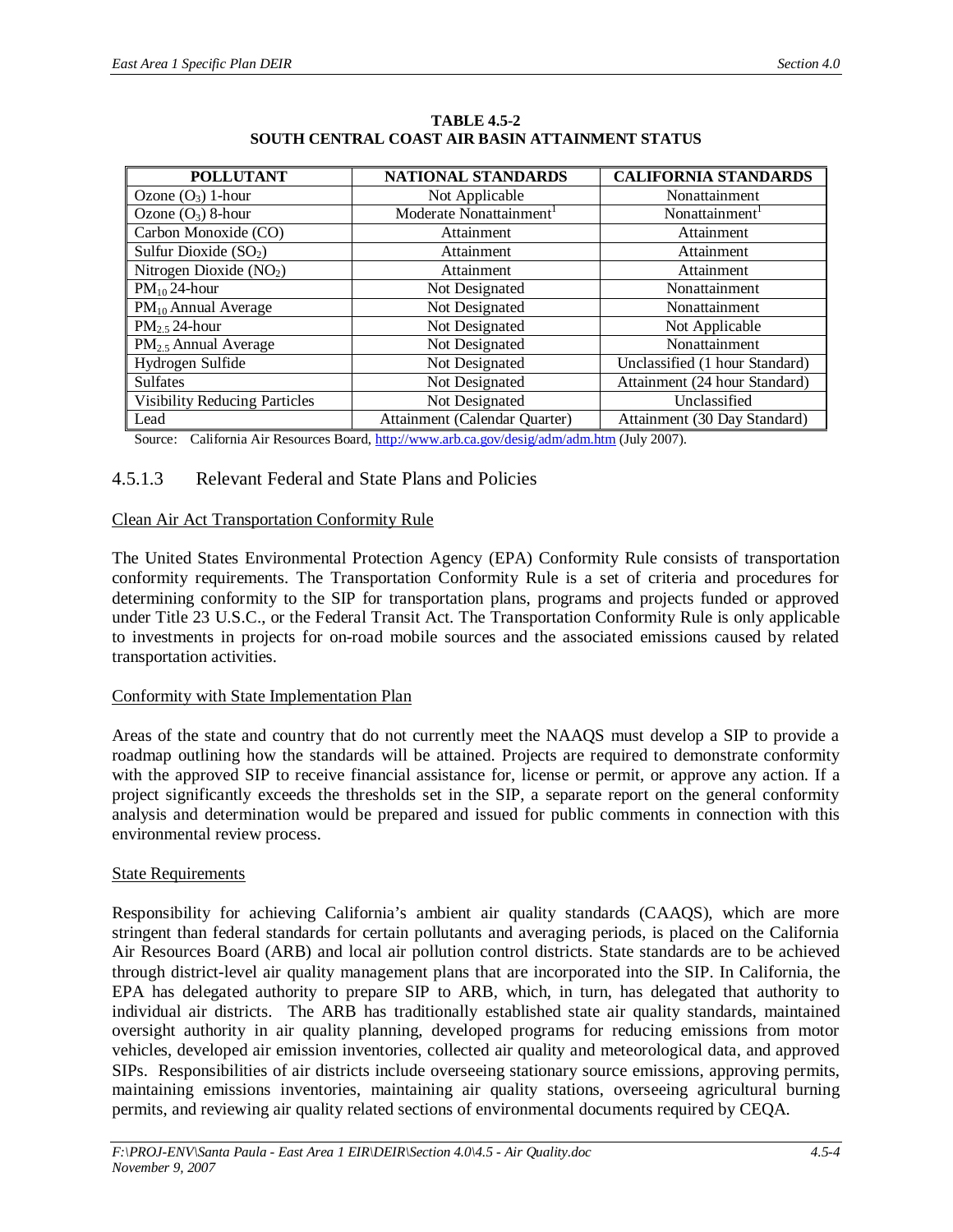**TABLE 4.5-2**
**SOUTH CENTRAL COAST AIR BASIN ATTAINMENT STATUS**

| POLLUTANT | NATIONAL STANDARDS | CALIFORNIA STANDARDS |
|---|---|---|
| Ozone ($O_3$) 1-hour | Not Applicable | Nonattainment |
| Ozone ($O_3$) 8-hour | Moderate Nonattainment[1] | Nonattainment[1] |
| Carbon Monoxide (CO) | Attainment | Attainment |
| Sulfur Dioxide ($SO_2$) | Attainment | Attainment |
| Nitrogen Dioxide ($NO_2$) | Attainment | Attainment |
| $PM_{10}$ 24-hour | Not Designated | Nonattainment |
| $PM_{10}$ Annual Average | Not Designated | Nonattainment |
| $PM_{2.5}$ 24-hour | Not Designated | Not Applicable |
| $PM_{2.5}$ Annual Average | Not Designated | Nonattainment |
| Hydrogen Sulfide | Not Designated | Unclassified (1 hour Standard) |
| Sulfates | Not Designated | Attainment (24 hour Standard) |
| Visibility Reducing Particles | Not Designated | Unclassified |
| Lead | Attainment (Calendar Quarter) | Attainment (30 Day Standard) |

Source: California Air Resources Board, http://www.arb.ca.gov/desig/adm/adm.htm (July 2007).

### 4.5.1.3 Relevant Federal and State Plans and Policies

Clean Air Act Transportation Conformity Rule

The United States Environmental Protection Agency (EPA) Conformity Rule consists of transportation conformity requirements. The Transportation Conformity Rule is a set of criteria and procedures for determining conformity to the SIP for transportation plans, programs and projects funded or approved under Title 23 U.S.C., or the Federal Transit Act. The Transportation Conformity Rule is only applicable to investments in projects for on-road mobile sources and the associated emissions caused by related transportation activities.

Conformity with State Implementation Plan

Areas of the state and country that do not currently meet the NAAQS must develop a SIP to provide a roadmap outlining how the standards will be attained. Projects are required to demonstrate conformity with the approved SIP to receive financial assistance for, license or permit, or approve any action. If a project significantly exceeds the thresholds set in the SIP, a separate report on the general conformity analysis and determination would be prepared and issued for public comments in connection with this environmental review process.

State Requirements

Responsibility for achieving California's ambient air quality standards (CAAQS), which are more stringent than federal standards for certain pollutants and averaging periods, is placed on the California Air Resources Board (ARB) and local air pollution control districts. State standards are to be achieved through district-level air quality management plans that are incorporated into the SIP. In California, the EPA has delegated authority to prepare SIP to ARB, which, in turn, has delegated that authority to individual air districts. The ARB has traditionally established state air quality standards, maintained oversight authority in air quality planning, developed programs for reducing emissions from motor vehicles, developed air emission inventories, collected air quality and meteorological data, and approved SIPs. Responsibilities of air districts include overseeing stationary source emissions, approving permits, maintaining emissions inventories, maintaining air quality stations, overseeing agricultural burning permits, and reviewing air quality related sections of environmental documents required by CEQA.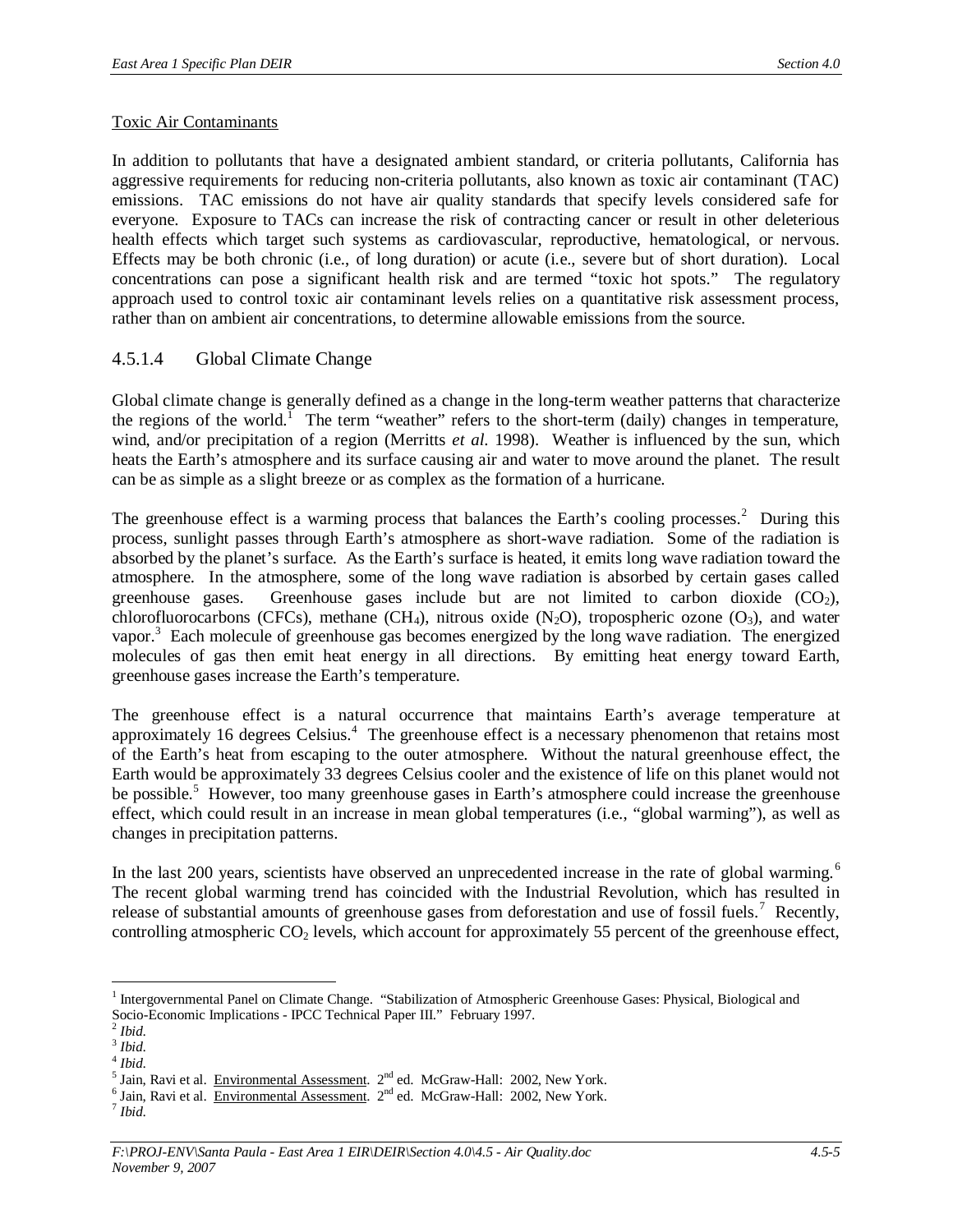Toxic Air Contaminants

In addition to pollutants that have a designated ambient standard, or criteria pollutants, California has aggressive requirements for reducing non-criteria pollutants, also known as toxic air contaminant (TAC) emissions. TAC emissions do not have air quality standards that specify levels considered safe for everyone. Exposure to TACs can increase the risk of contracting cancer or result in other deleterious health effects which target such systems as cardiovascular, reproductive, hematological, or nervous. Effects may be both chronic (i.e., of long duration) or acute (i.e., severe but of short duration). Local concentrations can pose a significant health risk and are termed "toxic hot spots." The regulatory approach used to control toxic air contaminant levels relies on a quantitative risk assessment process, rather than on ambient air concentrations, to determine allowable emissions from the source.

### 4.5.1.4 Global Climate Change

Global climate change is generally defined as a change in the long-term weather patterns that characterize the regions of the world.[1] The term "weather" refers to the short-term (daily) changes in temperature, wind, and/or precipitation of a region (Merritts *et al.* 1998). Weather is influenced by the sun, which heats the Earth's atmosphere and its surface causing air and water to move around the planet. The result can be as simple as a slight breeze or as complex as the formation of a hurricane.

The greenhouse effect is a warming process that balances the Earth's cooling processes.[2] During this process, sunlight passes through Earth's atmosphere as short-wave radiation. Some of the radiation is absorbed by the planet's surface. As the Earth's surface is heated, it emits long wave radiation toward the atmosphere. In the atmosphere, some of the long wave radiation is absorbed by certain gases called greenhouse gases. Greenhouse gases include but are not limited to carbon dioxide ($CO_2$), chlorofluorocarbons (CFCs), methane ($CH_4$), nitrous oxide ($N_2O$), tropospheric ozone ($O_3$), and water vapor.[3] Each molecule of greenhouse gas becomes energized by the long wave radiation. The energized molecules of gas then emit heat energy in all directions. By emitting heat energy toward Earth, greenhouse gases increase the Earth's temperature.

The greenhouse effect is a natural occurrence that maintains Earth's average temperature at approximately 16 degrees Celsius.[4] The greenhouse effect is a necessary phenomenon that retains most of the Earth's heat from escaping to the outer atmosphere. Without the natural greenhouse effect, the Earth would be approximately 33 degrees Celsius cooler and the existence of life on this planet would not be possible.[5] However, too many greenhouse gases in Earth's atmosphere could increase the greenhouse effect, which could result in an increase in mean global temperatures (i.e., "global warming"), as well as changes in precipitation patterns.

In the last 200 years, scientists have observed an unprecedented increase in the rate of global warming.[6] The recent global warming trend has coincided with the Industrial Revolution, which has resulted in release of substantial amounts of greenhouse gases from deforestation and use of fossil fuels.[7] Recently, controlling atmospheric $CO_2$ levels, which account for approximately 55 percent of the greenhouse effect,

---

[1] Intergovernmental Panel on Climate Change. "Stabilization of Atmospheric Greenhouse Gases: Physical, Biological and Socio-Economic Implications - IPCC Technical Paper III." February 1997.

[2] *Ibid.*

[3] *Ibid.*

[4] *Ibid.*

[5] Jain, Ravi et al. Environmental Assessment. 2nd ed. McGraw-Hall: 2002, New York.

[6] Jain, Ravi et al. Environmental Assessment. 2nd ed. McGraw-Hall: 2002, New York.

[7] *Ibid.*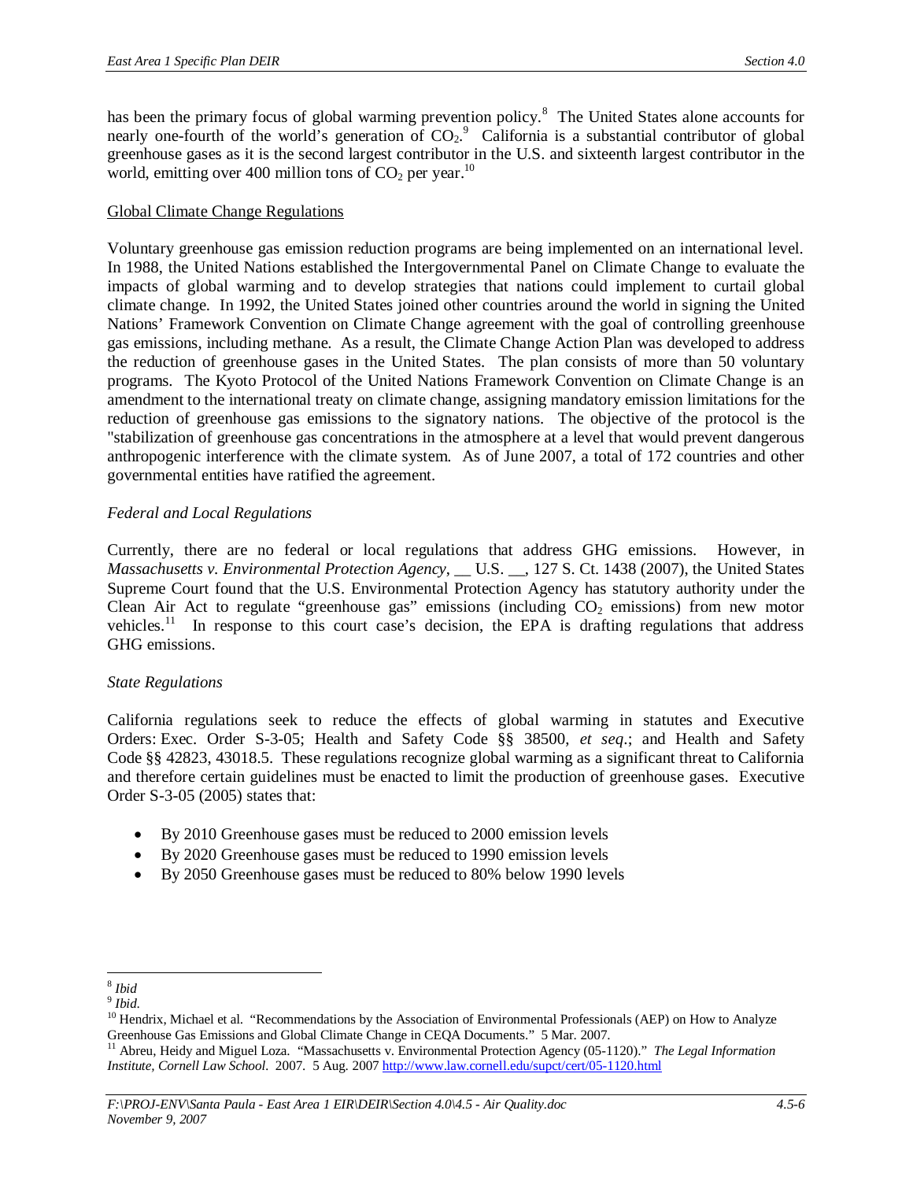has been the primary focus of global warming prevention policy.[8] The United States alone accounts for nearly one-fourth of the world's generation of $CO_2$.[9] California is a substantial contributor of global greenhouse gases as it is the second largest contributor in the U.S. and sixteenth largest contributor in the world, emitting over 400 million tons of $CO_2$ per year.[10]

<u>Global Climate Change Regulations</u>

Voluntary greenhouse gas emission reduction programs are being implemented on an international level. In 1988, the United Nations established the Intergovernmental Panel on Climate Change to evaluate the impacts of global warming and to develop strategies that nations could implement to curtail global climate change. In 1992, the United States joined other countries around the world in signing the United Nations' Framework Convention on Climate Change agreement with the goal of controlling greenhouse gas emissions, including methane. As a result, the Climate Change Action Plan was developed to address the reduction of greenhouse gases in the United States. The plan consists of more than 50 voluntary programs. The Kyoto Protocol of the United Nations Framework Convention on Climate Change is an amendment to the international treaty on climate change, assigning mandatory emission limitations for the reduction of greenhouse gas emissions to the signatory nations. The objective of the protocol is the "stabilization of greenhouse gas concentrations in the atmosphere at a level that would prevent dangerous anthropogenic interference with the climate system. As of June 2007, a total of 172 countries and other governmental entities have ratified the agreement.

*Federal and Local Regulations*

Currently, there are no federal or local regulations that address GHG emissions. However, in *Massachusetts v. Environmental Protection Agency*, __ U.S. __, 127 S. Ct. 1438 (2007), the United States Supreme Court found that the U.S. Environmental Protection Agency has statutory authority under the Clean Air Act to regulate "greenhouse gas" emissions (including $CO_2$ emissions) from new motor vehicles.[11] In response to this court case's decision, the EPA is drafting regulations that address GHG emissions.

*State Regulations*

California regulations seek to reduce the effects of global warming in statutes and Executive Orders: Exec. Order S-3-05; Health and Safety Code §§ 38500, *et seq*.; and Health and Safety Code §§ 42823, 43018.5. These regulations recognize global warming as a significant threat to California and therefore certain guidelines must be enacted to limit the production of greenhouse gases. Executive Order S-3-05 (2005) states that:

- By 2010 Greenhouse gases must be reduced to 2000 emission levels
- By 2020 Greenhouse gases must be reduced to 1990 emission levels
- By 2050 Greenhouse gases must be reduced to 80% below 1990 levels

---

[8] *Ibid*

[9] *Ibid.*

[10] Hendrix, Michael et al. "Recommendations by the Association of Environmental Professionals (AEP) on How to Analyze Greenhouse Gas Emissions and Global Climate Change in CEQA Documents." 5 Mar. 2007.

[11] Abreu, Heidy and Miguel Loza. "Massachusetts v. Environmental Protection Agency (05-1120)." *The Legal Information Institute, Cornell Law School*. 2007. 5 Aug. 2007 http://www.law.cornell.edu/supct/cert/05-1120.html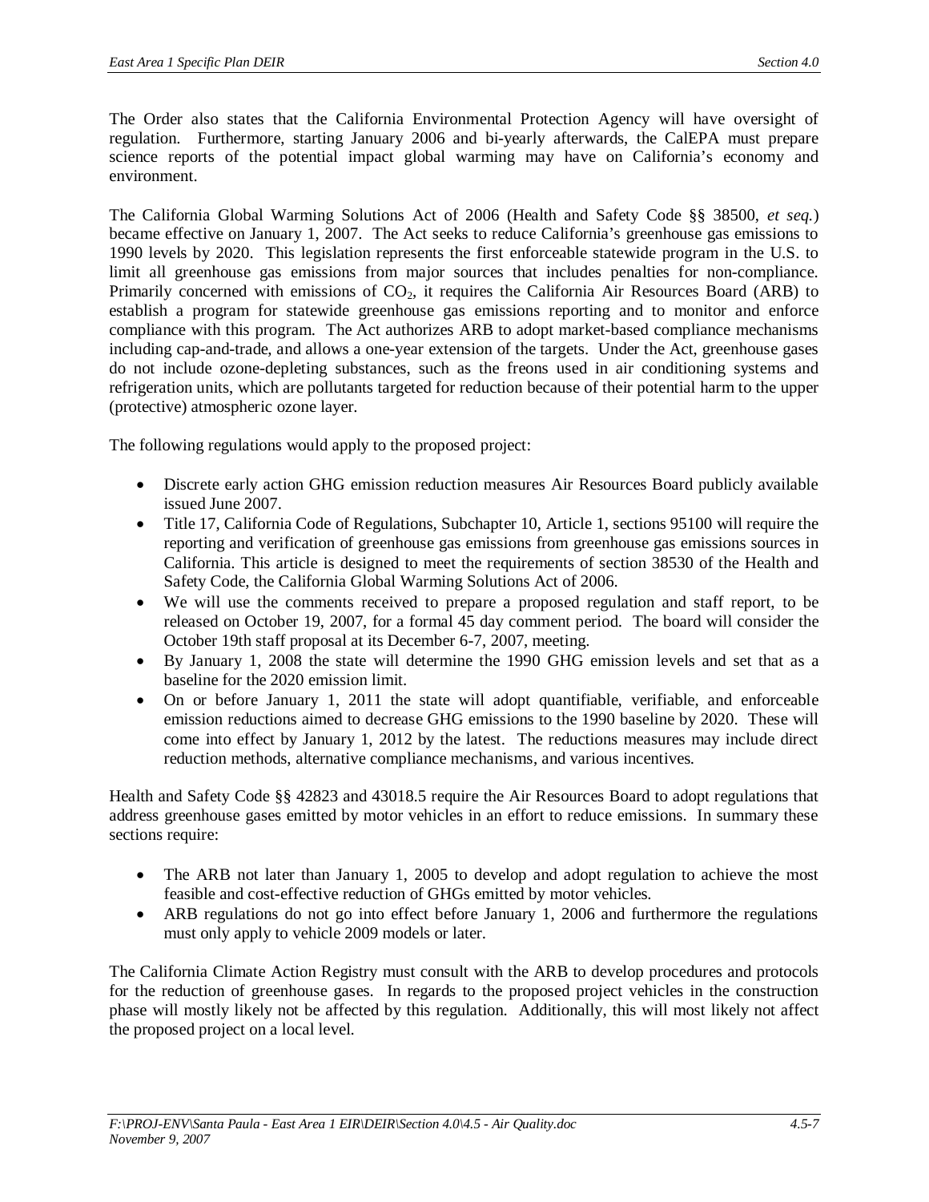The Order also states that the California Environmental Protection Agency will have oversight of regulation. Furthermore, starting January 2006 and bi-yearly afterwards, the CalEPA must prepare science reports of the potential impact global warming may have on California's economy and environment.

The California Global Warming Solutions Act of 2006 (Health and Safety Code §§ 38500, *et seq.*) became effective on January 1, 2007. The Act seeks to reduce California's greenhouse gas emissions to 1990 levels by 2020. This legislation represents the first enforceable statewide program in the U.S. to limit all greenhouse gas emissions from major sources that includes penalties for non-compliance. Primarily concerned with emissions of $CO_2$, it requires the California Air Resources Board (ARB) to establish a program for statewide greenhouse gas emissions reporting and to monitor and enforce compliance with this program. The Act authorizes ARB to adopt market-based compliance mechanisms including cap-and-trade, and allows a one-year extension of the targets. Under the Act, greenhouse gases do not include ozone-depleting substances, such as the freons used in air conditioning systems and refrigeration units, which are pollutants targeted for reduction because of their potential harm to the upper (protective) atmospheric ozone layer.

The following regulations would apply to the proposed project:

- Discrete early action GHG emission reduction measures Air Resources Board publicly available issued June 2007.
- Title 17, California Code of Regulations, Subchapter 10, Article 1, sections 95100 will require the reporting and verification of greenhouse gas emissions from greenhouse gas emissions sources in California. This article is designed to meet the requirements of section 38530 of the Health and Safety Code, the California Global Warming Solutions Act of 2006.
- We will use the comments received to prepare a proposed regulation and staff report, to be released on October 19, 2007, for a formal 45 day comment period. The board will consider the October 19th staff proposal at its December 6-7, 2007, meeting.
- By January 1, 2008 the state will determine the 1990 GHG emission levels and set that as a baseline for the 2020 emission limit.
- On or before January 1, 2011 the state will adopt quantifiable, verifiable, and enforceable emission reductions aimed to decrease GHG emissions to the 1990 baseline by 2020. These will come into effect by January 1, 2012 by the latest. The reductions measures may include direct reduction methods, alternative compliance mechanisms, and various incentives.

Health and Safety Code §§ 42823 and 43018.5 require the Air Resources Board to adopt regulations that address greenhouse gases emitted by motor vehicles in an effort to reduce emissions. In summary these sections require:

- The ARB not later than January 1, 2005 to develop and adopt regulation to achieve the most feasible and cost-effective reduction of GHGs emitted by motor vehicles.
- ARB regulations do not go into effect before January 1, 2006 and furthermore the regulations must only apply to vehicle 2009 models or later.

The California Climate Action Registry must consult with the ARB to develop procedures and protocols for the reduction of greenhouse gases. In regards to the proposed project vehicles in the construction phase will mostly likely not be affected by this regulation. Additionally, this will most likely not affect the proposed project on a local level.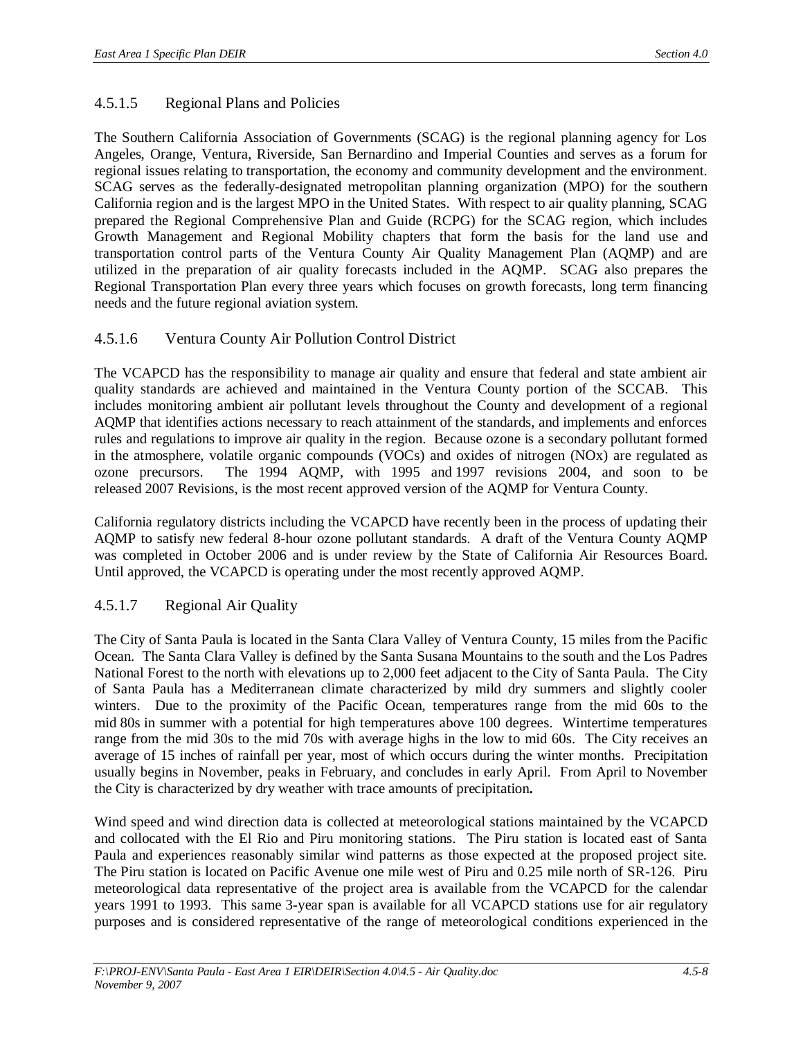### 4.5.1.5 Regional Plans and Policies

The Southern California Association of Governments (SCAG) is the regional planning agency for Los Angeles, Orange, Ventura, Riverside, San Bernardino and Imperial Counties and serves as a forum for regional issues relating to transportation, the economy and community development and the environment. SCAG serves as the federally-designated metropolitan planning organization (MPO) for the southern California region and is the largest MPO in the United States. With respect to air quality planning, SCAG prepared the Regional Comprehensive Plan and Guide (RCPG) for the SCAG region, which includes Growth Management and Regional Mobility chapters that form the basis for the land use and transportation control parts of the Ventura County Air Quality Management Plan (AQMP) and are utilized in the preparation of air quality forecasts included in the AQMP. SCAG also prepares the Regional Transportation Plan every three years which focuses on growth forecasts, long term financing needs and the future regional aviation system.

### 4.5.1.6 Ventura County Air Pollution Control District

The VCAPCD has the responsibility to manage air quality and ensure that federal and state ambient air quality standards are achieved and maintained in the Ventura County portion of the SCCAB. This includes monitoring ambient air pollutant levels throughout the County and development of a regional AQMP that identifies actions necessary to reach attainment of the standards, and implements and enforces rules and regulations to improve air quality in the region. Because ozone is a secondary pollutant formed in the atmosphere, volatile organic compounds (VOCs) and oxides of nitrogen (NOx) are regulated as ozone precursors. The 1994 AQMP, with 1995 and 1997 revisions 2004, and soon to be released 2007 Revisions, is the most recent approved version of the AQMP for Ventura County.

California regulatory districts including the VCAPCD have recently been in the process of updating their AQMP to satisfy new federal 8-hour ozone pollutant standards. A draft of the Ventura County AQMP was completed in October 2006 and is under review by the State of California Air Resources Board. Until approved, the VCAPCD is operating under the most recently approved AQMP.

### 4.5.1.7 Regional Air Quality

The City of Santa Paula is located in the Santa Clara Valley of Ventura County, 15 miles from the Pacific Ocean. The Santa Clara Valley is defined by the Santa Susana Mountains to the south and the Los Padres National Forest to the north with elevations up to 2,000 feet adjacent to the City of Santa Paula. The City of Santa Paula has a Mediterranean climate characterized by mild dry summers and slightly cooler winters. Due to the proximity of the Pacific Ocean, temperatures range from the mid 60s to the mid 80s in summer with a potential for high temperatures above 100 degrees. Wintertime temperatures range from the mid 30s to the mid 70s with average highs in the low to mid 60s. The City receives an average of 15 inches of rainfall per year, most of which occurs during the winter months. Precipitation usually begins in November, peaks in February, and concludes in early April. From April to November the City is characterized by dry weather with trace amounts of precipitation**.**

Wind speed and wind direction data is collected at meteorological stations maintained by the VCAPCD and collocated with the El Rio and Piru monitoring stations. The Piru station is located east of Santa Paula and experiences reasonably similar wind patterns as those expected at the proposed project site. The Piru station is located on Pacific Avenue one mile west of Piru and 0.25 mile north of SR-126. Piru meteorological data representative of the project area is available from the VCAPCD for the calendar years 1991 to 1993. This same 3-year span is available for all VCAPCD stations use for air regulatory purposes and is considered representative of the range of meteorological conditions experienced in the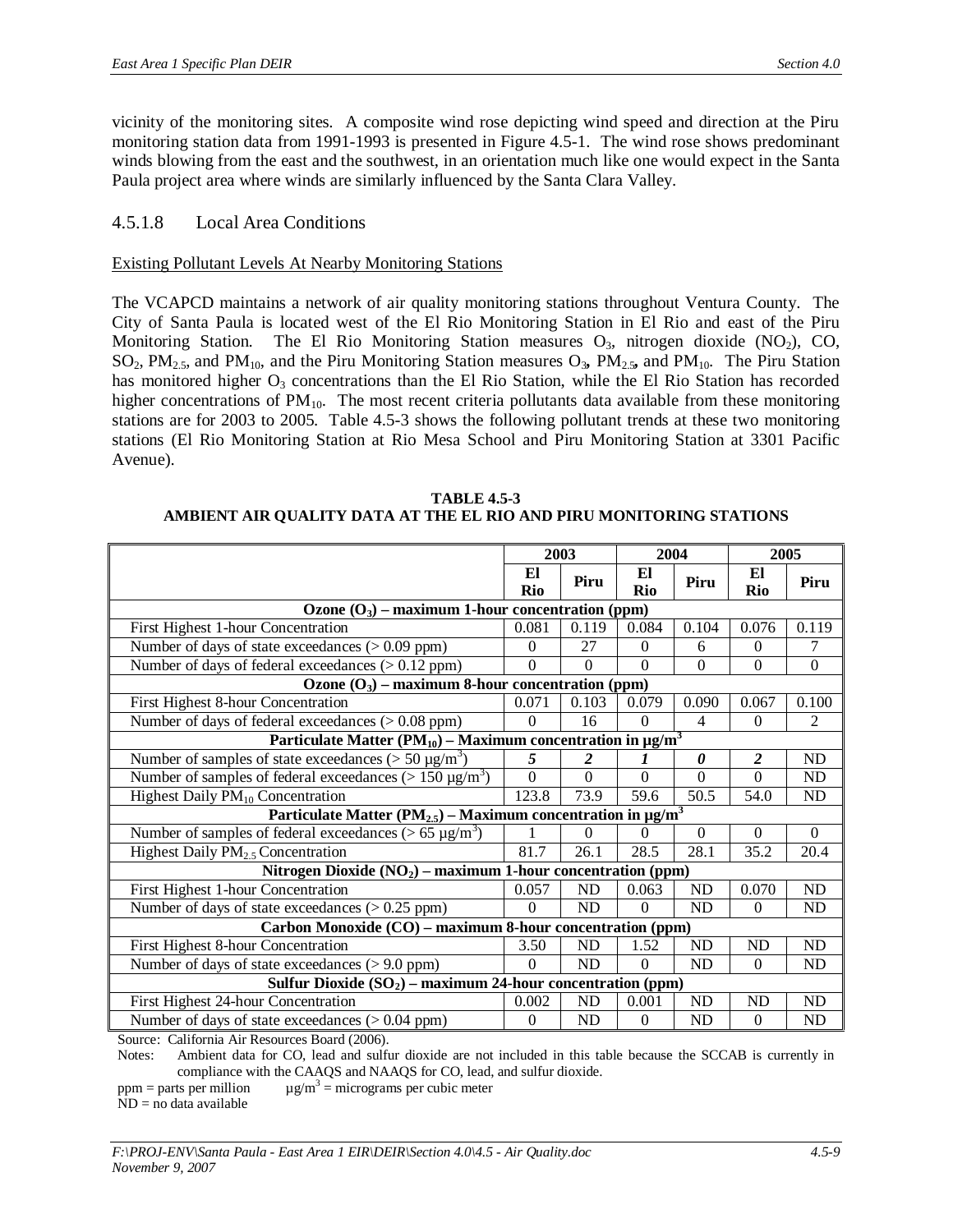vicinity of the monitoring sites. A composite wind rose depicting wind speed and direction at the Piru monitoring station data from 1991-1993 is presented in Figure 4.5-1. The wind rose shows predominant winds blowing from the east and the southwest, in an orientation much like one would expect in the Santa Paula project area where winds are similarly influenced by the Santa Clara Valley.

### 4.5.1.8 Local Area Conditions

Existing Pollutant Levels At Nearby Monitoring Stations

The VCAPCD maintains a network of air quality monitoring stations throughout Ventura County. The City of Santa Paula is located west of the El Rio Monitoring Station in El Rio and east of the Piru Monitoring Station. The El Rio Monitoring Station measures $O_3$, nitrogen dioxide ($NO_2$), CO, $SO_2$, $PM_{2.5}$, and $PM_{10}$, and the Piru Monitoring Station measures $O_3$, $PM_{2.5}$, and $PM_{10}$. The Piru Station has monitored higher $O_3$ concentrations than the El Rio Station, while the El Rio Station has recorded higher concentrations of $PM_{10}$. The most recent criteria pollutants data available from these monitoring stations are for 2003 to 2005. Table 4.5-3 shows the following pollutant trends at these two monitoring stations (El Rio Monitoring Station at Rio Mesa School and Piru Monitoring Station at 3301 Pacific Avenue).

**TABLE 4.5-3**
**AMBIENT AIR QUALITY DATA AT THE EL RIO AND PIRU MONITORING STATIONS**

| | 2003 | | 2004 | | 2005 | |
|---|---|---|---|---|---|---|
| | **El Rio** | **Piru** | **El Rio** | **Piru** | **El Rio** | **Piru** |
| **Ozone ($O_3$) – maximum 1-hour concentration (ppm)** | | | | | | |
| First Highest 1-hour Concentration | 0.081 | 0.119 | 0.084 | 0.104 | 0.076 | 0.119 |
| Number of days of state exceedances (> 0.09 ppm) | 0 | 27 | 0 | 6 | 0 | 7 |
| Number of days of federal exceedances (> 0.12 ppm) | 0 | 0 | 0 | 0 | 0 | 0 |
| **Ozone ($O_3$) – maximum 8-hour concentration (ppm)** | | | | | | |
| First Highest 8-hour Concentration | 0.071 | 0.103 | 0.079 | 0.090 | 0.067 | 0.100 |
| Number of days of federal exceedances (> 0.08 ppm) | 0 | 16 | 0 | 4 | 0 | 2 |
| **Particulate Matter ($PM_{10}$) – Maximum concentration in µg/m$^3$** | | | | | | |
| Number of samples of state exceedances (> 50 µg/m$^3$) | ***5*** | ***2*** | ***1*** | ***0*** | ***2*** | ND |
| Number of samples of federal exceedances (> 150 µg/m$^3$) | 0 | 0 | 0 | 0 | 0 | ND |
| Highest Daily $PM_{10}$ Concentration | 123.8 | 73.9 | 59.6 | 50.5 | 54.0 | ND |
| **Particulate Matter ($PM_{2.5}$) – Maximum concentration in µg/m$^3$** | | | | | | |
| Number of samples of federal exceedances (> 65 µg/m$^3$) | 1 | 0 | 0 | 0 | 0 | 0 |
| Highest Daily $PM_{2.5}$ Concentration | 81.7 | 26.1 | 28.5 | 28.1 | 35.2 | 20.4 |
| **Nitrogen Dioxide ($NO_2$) – maximum 1-hour concentration (ppm)** | | | | | | |
| First Highest 1-hour Concentration | 0.057 | ND | 0.063 | ND | 0.070 | ND |
| Number of days of state exceedances (> 0.25 ppm) | 0 | ND | 0 | ND | 0 | ND |
| **Carbon Monoxide (CO) – maximum 8-hour concentration (ppm)** | | | | | | |
| First Highest 8-hour Concentration | 3.50 | ND | 1.52 | ND | ND | ND |
| Number of days of state exceedances (> 9.0 ppm) | 0 | ND | 0 | ND | 0 | ND |
| **Sulfur Dioxide ($SO_2$) – maximum 24-hour concentration (ppm)** | | | | | | |
| First Highest 24-hour Concentration | 0.002 | ND | 0.001 | ND | ND | ND |
| Number of days of state exceedances (> 0.04 ppm) | 0 | ND | 0 | ND | 0 | ND |

Source: California Air Resources Board (2006).
Notes: Ambient data for CO, lead and sulfur dioxide are not included in this table because the SCCAB is currently in compliance with the CAAQS and NAAQS for CO, lead, and sulfur dioxide.
ppm = parts per million   µg/m$^3$ = micrograms per cubic meter
ND = no data available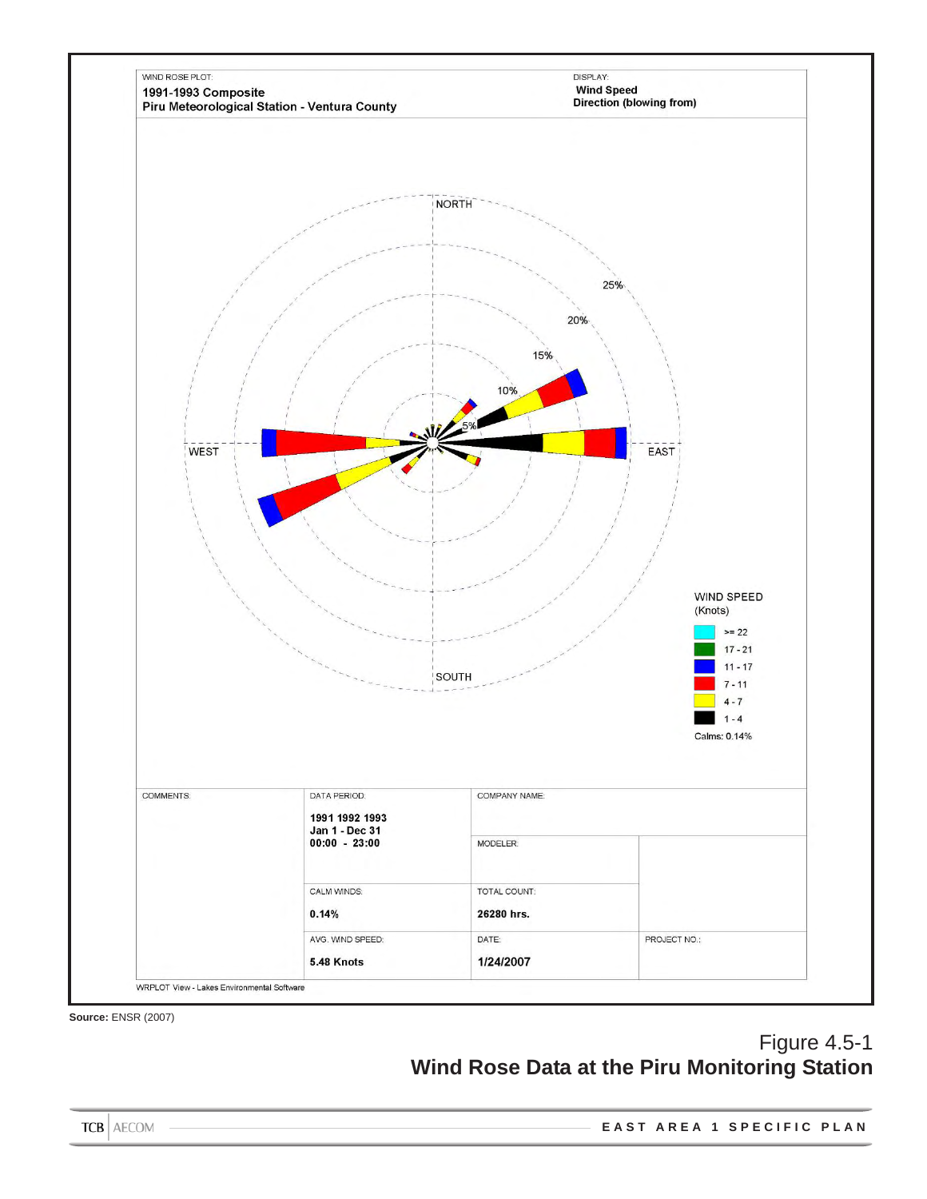WIND ROSE PLOT:

**1991-1993 Composite**
**Piru Meteorological Station - Ventura County**

DISPLAY:

**Wind Speed**
**Direction (blowing from)**

NORTH

WEST

EAST

SOUTH

5%

10%

15%

20%

25%

WIND SPEED
(Knots)

- >= 22
- 17 - 21
- 11 - 17
- 7 - 11
- 4 - 7
- 1 - 4

Calms: 0.14%

| COMMENTS: | DATA PERIOD: | COMPANY NAME: | |
|---|---|---|---|
| | **1991 1992 1993**<br>**Jan 1 - Dec 31**<br>**00:00 - 23:00** | MODELER: | |
| | CALM WINDS:<br>**0.14%** | TOTAL COUNT:<br>**26280 hrs.** | |
| | AVG. WIND SPEED:<br>**5.48 Knots** | DATE:<br>**1/24/2007** | PROJECT NO.: |

WRPLOT View - Lakes Environmental Software

**Source:** ENSR (2007)

Figure 4.5-1
**Wind Rose Data at the Piru Monitoring Station**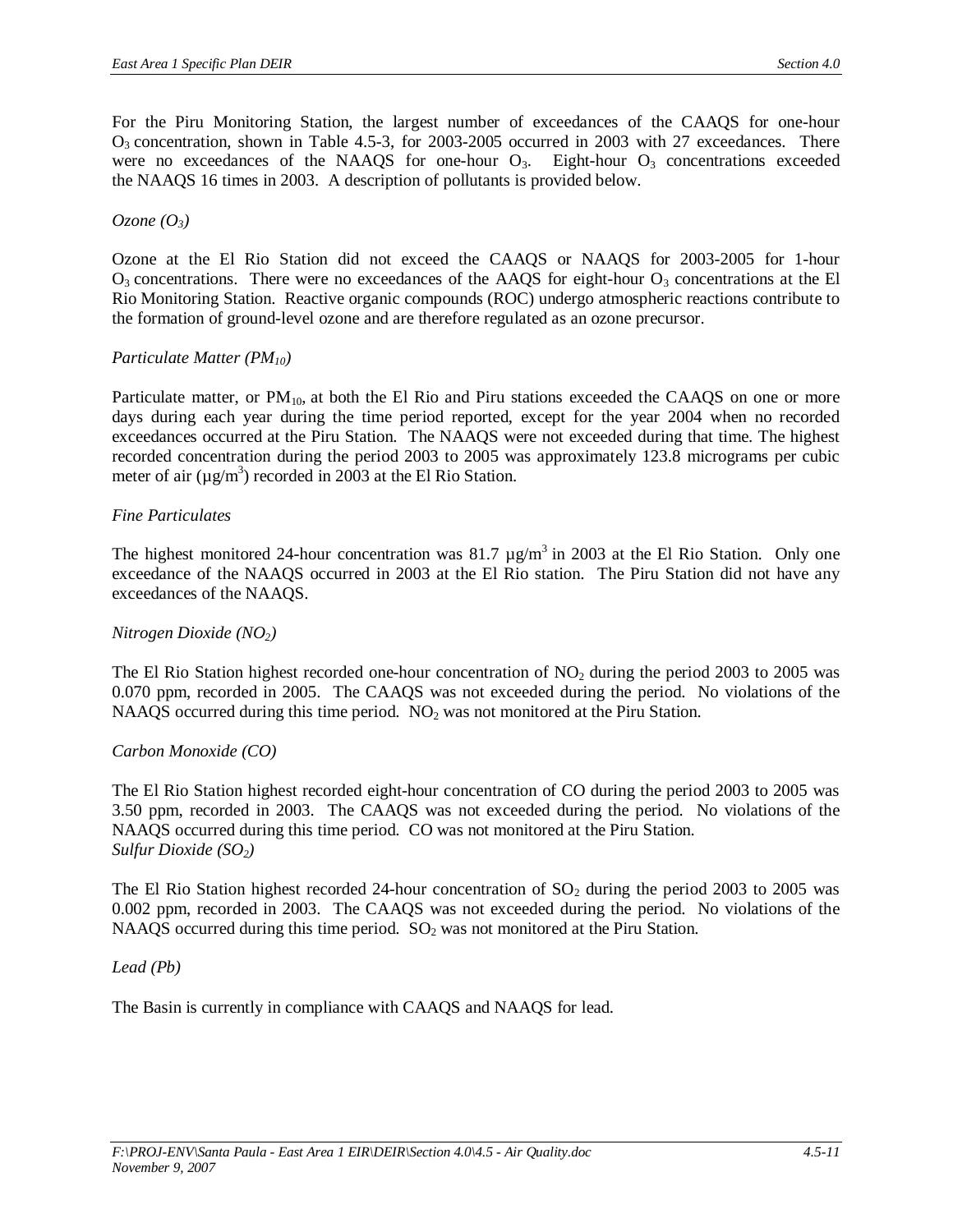For the Piru Monitoring Station, the largest number of exceedances of the CAAQS for one-hour $O_3$ concentration, shown in Table 4.5-3, for 2003-2005 occurred in 2003 with 27 exceedances. There were no exceedances of the NAAQS for one-hour $O_3$. Eight-hour $O_3$ concentrations exceeded the NAAQS 16 times in 2003. A description of pollutants is provided below.

*Ozone ($O_3$)*

Ozone at the El Rio Station did not exceed the CAAQS or NAAQS for 2003-2005 for 1-hour $O_3$ concentrations. There were no exceedances of the AAQS for eight-hour $O_3$ concentrations at the El Rio Monitoring Station. Reactive organic compounds (ROC) undergo atmospheric reactions contribute to the formation of ground-level ozone and are therefore regulated as an ozone precursor.

*Particulate Matter ($PM_{10}$)*

Particulate matter, or $PM_{10}$, at both the El Rio and Piru stations exceeded the CAAQS on one or more days during each year during the time period reported, except for the year 2004 when no recorded exceedances occurred at the Piru Station. The NAAQS were not exceeded during that time. The highest recorded concentration during the period 2003 to 2005 was approximately 123.8 micrograms per cubic meter of air ($\mu g/m^3$) recorded in 2003 at the El Rio Station.

*Fine Particulates*

The highest monitored 24-hour concentration was 81.7 $\mu g/m^3$ in 2003 at the El Rio Station. Only one exceedance of the NAAQS occurred in 2003 at the El Rio station. The Piru Station did not have any exceedances of the NAAQS.

*Nitrogen Dioxide ($NO_2$)*

The El Rio Station highest recorded one-hour concentration of $NO_2$ during the period 2003 to 2005 was 0.070 ppm, recorded in 2005. The CAAQS was not exceeded during the period. No violations of the NAAQS occurred during this time period. $NO_2$ was not monitored at the Piru Station.

*Carbon Monoxide (CO)*

The El Rio Station highest recorded eight-hour concentration of CO during the period 2003 to 2005 was 3.50 ppm, recorded in 2003. The CAAQS was not exceeded during the period. No violations of the NAAQS occurred during this time period. CO was not monitored at the Piru Station.

*Sulfur Dioxide ($SO_2$)*

The El Rio Station highest recorded 24-hour concentration of $SO_2$ during the period 2003 to 2005 was 0.002 ppm, recorded in 2003. The CAAQS was not exceeded during the period. No violations of the NAAQS occurred during this time period. $SO_2$ was not monitored at the Piru Station.

*Lead (Pb)*

The Basin is currently in compliance with CAAQS and NAAQS for lead.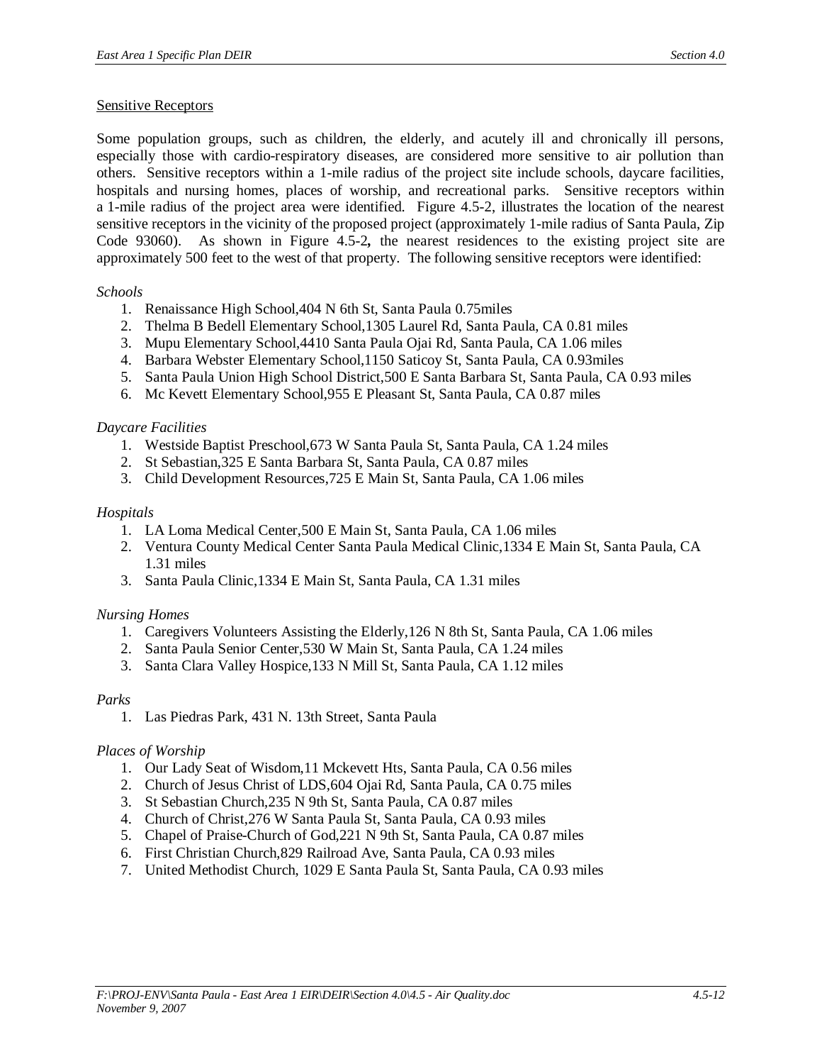Sensitive Receptors

Some population groups, such as children, the elderly, and acutely ill and chronically ill persons, especially those with cardio-respiratory diseases, are considered more sensitive to air pollution than others. Sensitive receptors within a 1-mile radius of the project site include schools, daycare facilities, hospitals and nursing homes, places of worship, and recreational parks. Sensitive receptors within a 1-mile radius of the project area were identified. Figure 4.5-2, illustrates the location of the nearest sensitive receptors in the vicinity of the proposed project (approximately 1-mile radius of Santa Paula, Zip Code 93060). As shown in Figure 4.5-2**,** the nearest residences to the existing project site are approximately 500 feet to the west of that property. The following sensitive receptors were identified:

*Schools*

1. Renaissance High School,404 N 6th St, Santa Paula 0.75miles
2. Thelma B Bedell Elementary School,1305 Laurel Rd, Santa Paula, CA 0.81 miles
3. Mupu Elementary School,4410 Santa Paula Ojai Rd, Santa Paula, CA 1.06 miles
4. Barbara Webster Elementary School,1150 Saticoy St, Santa Paula, CA 0.93miles
5. Santa Paula Union High School District,500 E Santa Barbara St, Santa Paula, CA 0.93 miles
6. Mc Kevett Elementary School,955 E Pleasant St, Santa Paula, CA 0.87 miles

*Daycare Facilities*

1. Westside Baptist Preschool,673 W Santa Paula St, Santa Paula, CA 1.24 miles
2. St Sebastian,325 E Santa Barbara St, Santa Paula, CA 0.87 miles
3. Child Development Resources,725 E Main St, Santa Paula, CA 1.06 miles

*Hospitals*

1. LA Loma Medical Center,500 E Main St, Santa Paula, CA 1.06 miles
2. Ventura County Medical Center Santa Paula Medical Clinic,1334 E Main St, Santa Paula, CA 1.31 miles
3. Santa Paula Clinic,1334 E Main St, Santa Paula, CA 1.31 miles

*Nursing Homes*

1. Caregivers Volunteers Assisting the Elderly,126 N 8th St, Santa Paula, CA 1.06 miles
2. Santa Paula Senior Center,530 W Main St, Santa Paula, CA 1.24 miles
3. Santa Clara Valley Hospice,133 N Mill St, Santa Paula, CA 1.12 miles

*Parks*

1. Las Piedras Park, 431 N. 13th Street, Santa Paula

*Places of Worship*

1. Our Lady Seat of Wisdom,11 Mckevett Hts, Santa Paula, CA 0.56 miles
2. Church of Jesus Christ of LDS,604 Ojai Rd, Santa Paula, CA 0.75 miles
3. St Sebastian Church,235 N 9th St, Santa Paula, CA 0.87 miles
4. Church of Christ,276 W Santa Paula St, Santa Paula, CA 0.93 miles
5. Chapel of Praise-Church of God,221 N 9th St, Santa Paula, CA 0.87 miles
6. First Christian Church,829 Railroad Ave, Santa Paula, CA 0.93 miles
7. United Methodist Church, 1029 E Santa Paula St, Santa Paula, CA 0.93 miles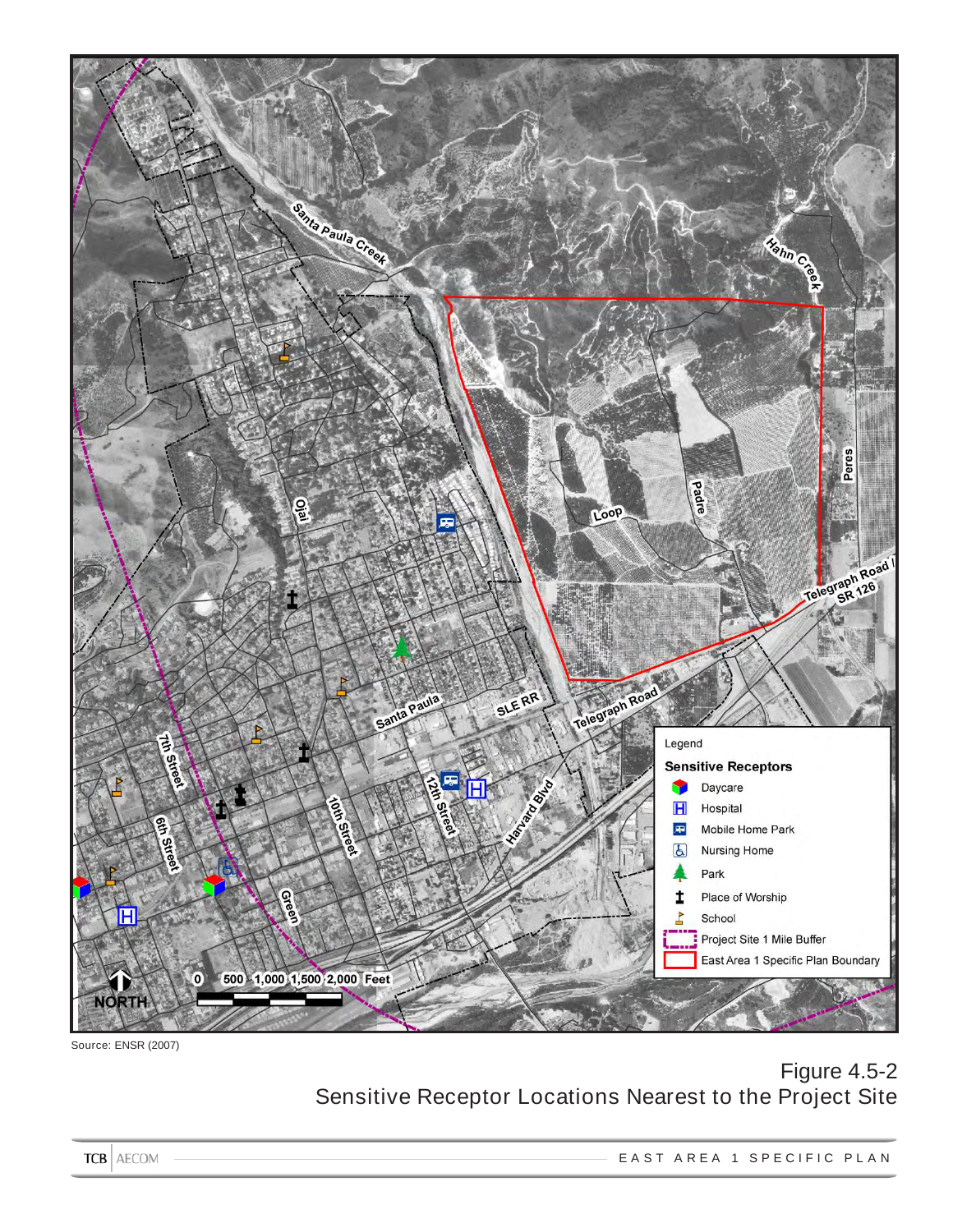Source: ENSR (2007)

Figure 4.5-2
Sensitive Receptor Locations Nearest to the Project Site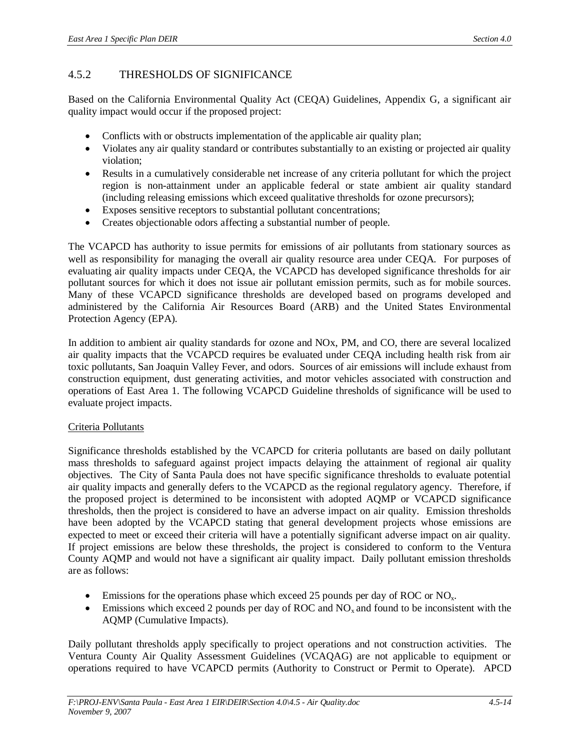## 4.5.2 THRESHOLDS OF SIGNIFICANCE

Based on the California Environmental Quality Act (CEQA) Guidelines, Appendix G, a significant air quality impact would occur if the proposed project:

- Conflicts with or obstructs implementation of the applicable air quality plan;
- Violates any air quality standard or contributes substantially to an existing or projected air quality violation;
- Results in a cumulatively considerable net increase of any criteria pollutant for which the project region is non-attainment under an applicable federal or state ambient air quality standard (including releasing emissions which exceed qualitative thresholds for ozone precursors);
- Exposes sensitive receptors to substantial pollutant concentrations;
- Creates objectionable odors affecting a substantial number of people.

The VCAPCD has authority to issue permits for emissions of air pollutants from stationary sources as well as responsibility for managing the overall air quality resource area under CEQA. For purposes of evaluating air quality impacts under CEQA, the VCAPCD has developed significance thresholds for air pollutant sources for which it does not issue air pollutant emission permits, such as for mobile sources. Many of these VCAPCD significance thresholds are developed based on programs developed and administered by the California Air Resources Board (ARB) and the United States Environmental Protection Agency (EPA).

In addition to ambient air quality standards for ozone and NOx, PM, and CO, there are several localized air quality impacts that the VCAPCD requires be evaluated under CEQA including health risk from air toxic pollutants, San Joaquin Valley Fever, and odors. Sources of air emissions will include exhaust from construction equipment, dust generating activities, and motor vehicles associated with construction and operations of East Area 1. The following VCAPCD Guideline thresholds of significance will be used to evaluate project impacts.

Criteria Pollutants

Significance thresholds established by the VCAPCD for criteria pollutants are based on daily pollutant mass thresholds to safeguard against project impacts delaying the attainment of regional air quality objectives. The City of Santa Paula does not have specific significance thresholds to evaluate potential air quality impacts and generally defers to the VCAPCD as the regional regulatory agency. Therefore, if the proposed project is determined to be inconsistent with adopted AQMP or VCAPCD significance thresholds, then the project is considered to have an adverse impact on air quality. Emission thresholds have been adopted by the VCAPCD stating that general development projects whose emissions are expected to meet or exceed their criteria will have a potentially significant adverse impact on air quality. If project emissions are below these thresholds, the project is considered to conform to the Ventura County AQMP and would not have a significant air quality impact. Daily pollutant emission thresholds are as follows:

- Emissions for the operations phase which exceed 25 pounds per day of ROC or $NO_x$.
- Emissions which exceed 2 pounds per day of ROC and $NO_x$ and found to be inconsistent with the AQMP (Cumulative Impacts).

Daily pollutant thresholds apply specifically to project operations and not construction activities. The Ventura County Air Quality Assessment Guidelines (VCAQAG) are not applicable to equipment or operations required to have VCAPCD permits (Authority to Construct or Permit to Operate). APCD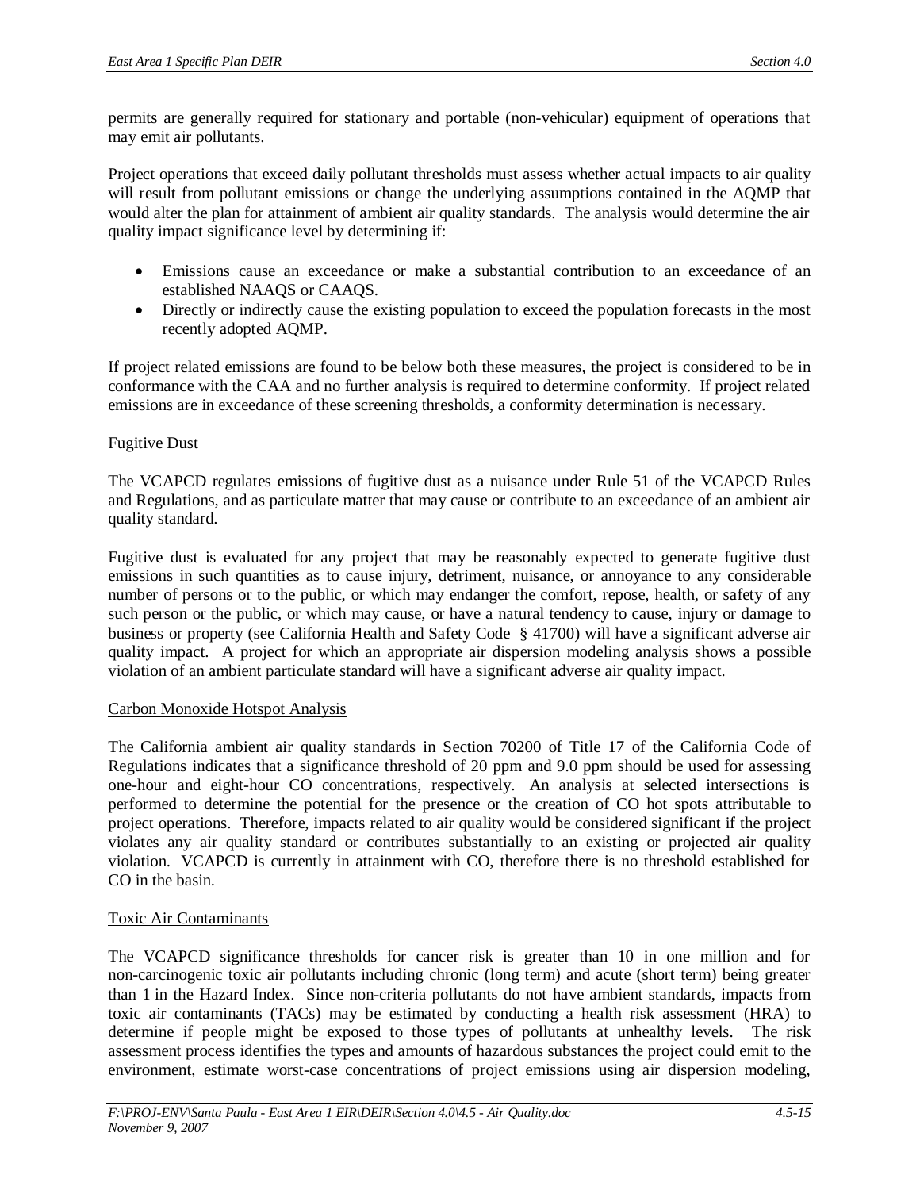permits are generally required for stationary and portable (non-vehicular) equipment of operations that may emit air pollutants.

Project operations that exceed daily pollutant thresholds must assess whether actual impacts to air quality will result from pollutant emissions or change the underlying assumptions contained in the AQMP that would alter the plan for attainment of ambient air quality standards. The analysis would determine the air quality impact significance level by determining if:

- Emissions cause an exceedance or make a substantial contribution to an exceedance of an established NAAQS or CAAQS.
- Directly or indirectly cause the existing population to exceed the population forecasts in the most recently adopted AQMP.

If project related emissions are found to be below both these measures, the project is considered to be in conformance with the CAA and no further analysis is required to determine conformity. If project related emissions are in exceedance of these screening thresholds, a conformity determination is necessary.

Fugitive Dust

The VCAPCD regulates emissions of fugitive dust as a nuisance under Rule 51 of the VCAPCD Rules and Regulations, and as particulate matter that may cause or contribute to an exceedance of an ambient air quality standard.

Fugitive dust is evaluated for any project that may be reasonably expected to generate fugitive dust emissions in such quantities as to cause injury, detriment, nuisance, or annoyance to any considerable number of persons or to the public, or which may endanger the comfort, repose, health, or safety of any such person or the public, or which may cause, or have a natural tendency to cause, injury or damage to business or property (see California Health and Safety Code § 41700) will have a significant adverse air quality impact. A project for which an appropriate air dispersion modeling analysis shows a possible violation of an ambient particulate standard will have a significant adverse air quality impact.

Carbon Monoxide Hotspot Analysis

The California ambient air quality standards in Section 70200 of Title 17 of the California Code of Regulations indicates that a significance threshold of 20 ppm and 9.0 ppm should be used for assessing one-hour and eight-hour CO concentrations, respectively. An analysis at selected intersections is performed to determine the potential for the presence or the creation of CO hot spots attributable to project operations. Therefore, impacts related to air quality would be considered significant if the project violates any air quality standard or contributes substantially to an existing or projected air quality violation. VCAPCD is currently in attainment with CO, therefore there is no threshold established for CO in the basin.

Toxic Air Contaminants

The VCAPCD significance thresholds for cancer risk is greater than 10 in one million and for non-carcinogenic toxic air pollutants including chronic (long term) and acute (short term) being greater than 1 in the Hazard Index. Since non-criteria pollutants do not have ambient standards, impacts from toxic air contaminants (TACs) may be estimated by conducting a health risk assessment (HRA) to determine if people might be exposed to those types of pollutants at unhealthy levels. The risk assessment process identifies the types and amounts of hazardous substances the project could emit to the environment, estimate worst-case concentrations of project emissions using air dispersion modeling,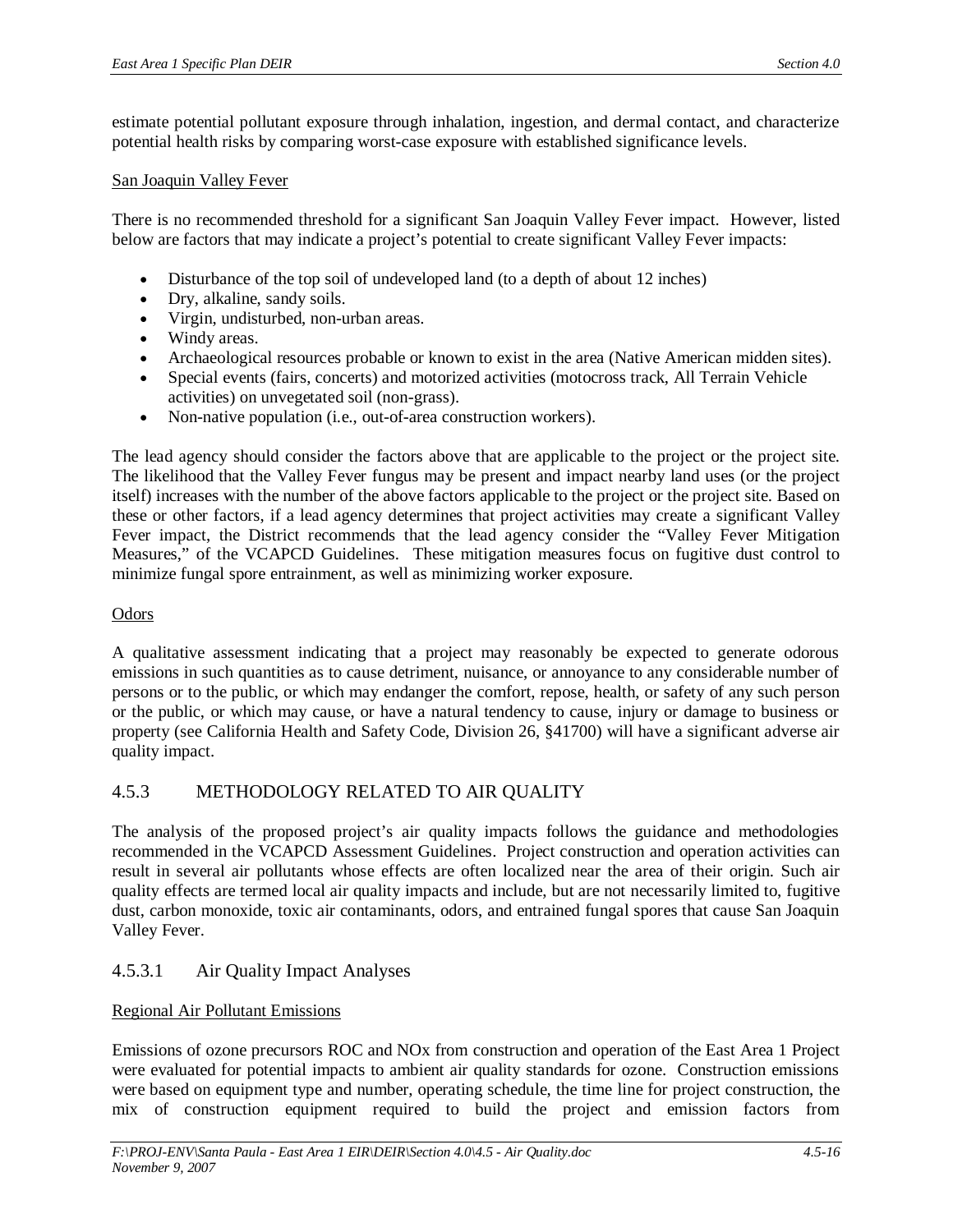estimate potential pollutant exposure through inhalation, ingestion, and dermal contact, and characterize potential health risks by comparing worst-case exposure with established significance levels.

San Joaquin Valley Fever

There is no recommended threshold for a significant San Joaquin Valley Fever impact. However, listed below are factors that may indicate a project's potential to create significant Valley Fever impacts:

- Disturbance of the top soil of undeveloped land (to a depth of about 12 inches)
- Dry, alkaline, sandy soils.
- Virgin, undisturbed, non-urban areas.
- Windy areas.
- Archaeological resources probable or known to exist in the area (Native American midden sites).
- Special events (fairs, concerts) and motorized activities (motocross track, All Terrain Vehicle activities) on unvegetated soil (non-grass).
- Non-native population (i.e., out-of-area construction workers).

The lead agency should consider the factors above that are applicable to the project or the project site. The likelihood that the Valley Fever fungus may be present and impact nearby land uses (or the project itself) increases with the number of the above factors applicable to the project or the project site. Based on these or other factors, if a lead agency determines that project activities may create a significant Valley Fever impact, the District recommends that the lead agency consider the "Valley Fever Mitigation Measures," of the VCAPCD Guidelines. These mitigation measures focus on fugitive dust control to minimize fungal spore entrainment, as well as minimizing worker exposure.

Odors

A qualitative assessment indicating that a project may reasonably be expected to generate odorous emissions in such quantities as to cause detriment, nuisance, or annoyance to any considerable number of persons or to the public, or which may endanger the comfort, repose, health, or safety of any such person or the public, or which may cause, or have a natural tendency to cause, injury or damage to business or property (see California Health and Safety Code, Division 26, §41700) will have a significant adverse air quality impact.

## 4.5.3 METHODOLOGY RELATED TO AIR QUALITY

The analysis of the proposed project's air quality impacts follows the guidance and methodologies recommended in the VCAPCD Assessment Guidelines. Project construction and operation activities can result in several air pollutants whose effects are often localized near the area of their origin. Such air quality effects are termed local air quality impacts and include, but are not necessarily limited to, fugitive dust, carbon monoxide, toxic air contaminants, odors, and entrained fungal spores that cause San Joaquin Valley Fever.

### 4.5.3.1 Air Quality Impact Analyses

Regional Air Pollutant Emissions

Emissions of ozone precursors ROC and NOx from construction and operation of the East Area 1 Project were evaluated for potential impacts to ambient air quality standards for ozone. Construction emissions were based on equipment type and number, operating schedule, the time line for project construction, the mix of construction equipment required to build the project and emission factors from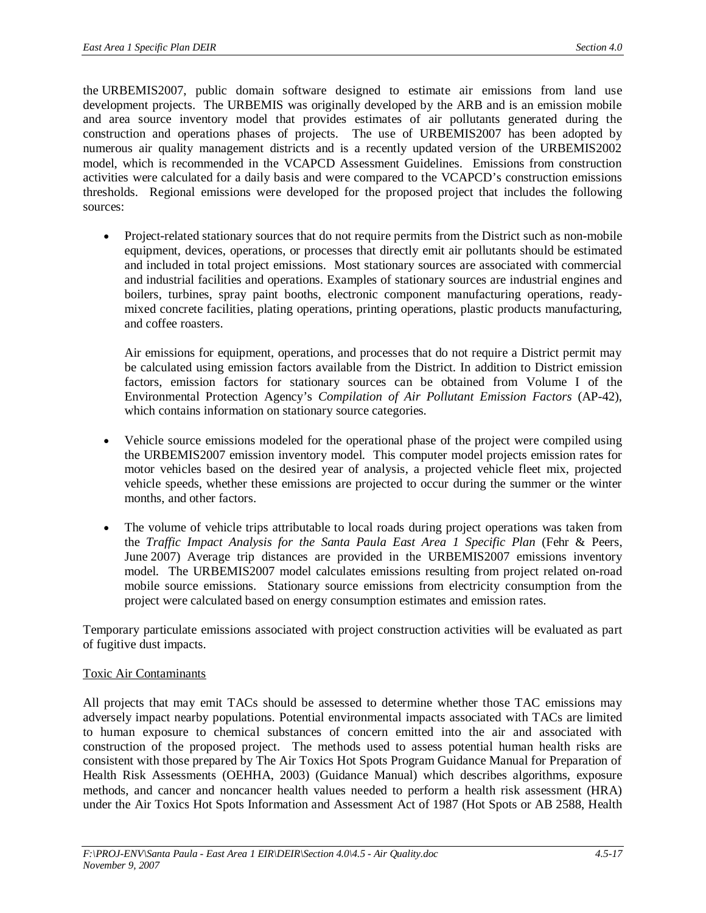the URBEMIS2007, public domain software designed to estimate air emissions from land use development projects. The URBEMIS was originally developed by the ARB and is an emission mobile and area source inventory model that provides estimates of air pollutants generated during the construction and operations phases of projects. The use of URBEMIS2007 has been adopted by numerous air quality management districts and is a recently updated version of the URBEMIS2002 model, which is recommended in the VCAPCD Assessment Guidelines. Emissions from construction activities were calculated for a daily basis and were compared to the VCAPCD's construction emissions thresholds. Regional emissions were developed for the proposed project that includes the following sources:

- Project-related stationary sources that do not require permits from the District such as non-mobile equipment, devices, operations, or processes that directly emit air pollutants should be estimated and included in total project emissions. Most stationary sources are associated with commercial and industrial facilities and operations. Examples of stationary sources are industrial engines and boilers, turbines, spray paint booths, electronic component manufacturing operations, ready-mixed concrete facilities, plating operations, printing operations, plastic products manufacturing, and coffee roasters.

  Air emissions for equipment, operations, and processes that do not require a District permit may be calculated using emission factors available from the District. In addition to District emission factors, emission factors for stationary sources can be obtained from Volume I of the Environmental Protection Agency's *Compilation of Air Pollutant Emission Factors* (AP-42), which contains information on stationary source categories.

- Vehicle source emissions modeled for the operational phase of the project were compiled using the URBEMIS2007 emission inventory model. This computer model projects emission rates for motor vehicles based on the desired year of analysis, a projected vehicle fleet mix, projected vehicle speeds, whether these emissions are projected to occur during the summer or the winter months, and other factors.

- The volume of vehicle trips attributable to local roads during project operations was taken from the *Traffic Impact Analysis for the Santa Paula East Area 1 Specific Plan* (Fehr & Peers, June 2007) Average trip distances are provided in the URBEMIS2007 emissions inventory model. The URBEMIS2007 model calculates emissions resulting from project related on-road mobile source emissions. Stationary source emissions from electricity consumption from the project were calculated based on energy consumption estimates and emission rates.

Temporary particulate emissions associated with project construction activities will be evaluated as part of fugitive dust impacts.

<u>Toxic Air Contaminants</u>

All projects that may emit TACs should be assessed to determine whether those TAC emissions may adversely impact nearby populations. Potential environmental impacts associated with TACs are limited to human exposure to chemical substances of concern emitted into the air and associated with construction of the proposed project. The methods used to assess potential human health risks are consistent with those prepared by The Air Toxics Hot Spots Program Guidance Manual for Preparation of Health Risk Assessments (OEHHA, 2003) (Guidance Manual) which describes algorithms, exposure methods, and cancer and noncancer health values needed to perform a health risk assessment (HRA) under the Air Toxics Hot Spots Information and Assessment Act of 1987 (Hot Spots or AB 2588, Health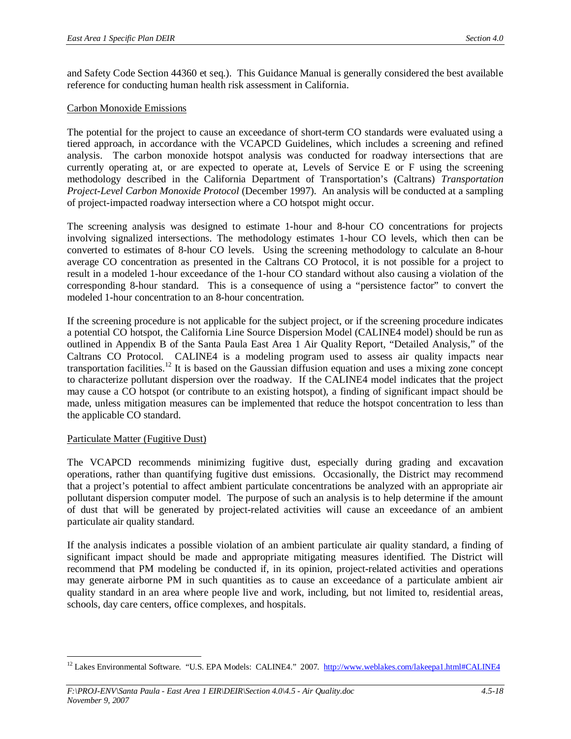and Safety Code Section 44360 et seq.). This Guidance Manual is generally considered the best available reference for conducting human health risk assessment in California.

Carbon Monoxide Emissions

The potential for the project to cause an exceedance of short-term CO standards were evaluated using a tiered approach, in accordance with the VCAPCD Guidelines, which includes a screening and refined analysis. The carbon monoxide hotspot analysis was conducted for roadway intersections that are currently operating at, or are expected to operate at, Levels of Service E or F using the screening methodology described in the California Department of Transportation's (Caltrans) *Transportation Project-Level Carbon Monoxide Protocol* (December 1997). An analysis will be conducted at a sampling of project-impacted roadway intersection where a CO hotspot might occur.

The screening analysis was designed to estimate 1-hour and 8-hour CO concentrations for projects involving signalized intersections. The methodology estimates 1-hour CO levels, which then can be converted to estimates of 8-hour CO levels. Using the screening methodology to calculate an 8-hour average CO concentration as presented in the Caltrans CO Protocol, it is not possible for a project to result in a modeled 1-hour exceedance of the 1-hour CO standard without also causing a violation of the corresponding 8-hour standard. This is a consequence of using a "persistence factor" to convert the modeled 1-hour concentration to an 8-hour concentration.

If the screening procedure is not applicable for the subject project, or if the screening procedure indicates a potential CO hotspot, the California Line Source Dispersion Model (CALINE4 model) should be run as outlined in Appendix B of the Santa Paula East Area 1 Air Quality Report, "Detailed Analysis," of the Caltrans CO Protocol. CALINE4 is a modeling program used to assess air quality impacts near transportation facilities.[12] It is based on the Gaussian diffusion equation and uses a mixing zone concept to characterize pollutant dispersion over the roadway. If the CALINE4 model indicates that the project may cause a CO hotspot (or contribute to an existing hotspot), a finding of significant impact should be made, unless mitigation measures can be implemented that reduce the hotspot concentration to less than the applicable CO standard.

Particulate Matter (Fugitive Dust)

The VCAPCD recommends minimizing fugitive dust, especially during grading and excavation operations, rather than quantifying fugitive dust emissions. Occasionally, the District may recommend that a project's potential to affect ambient particulate concentrations be analyzed with an appropriate air pollutant dispersion computer model. The purpose of such an analysis is to help determine if the amount of dust that will be generated by project-related activities will cause an exceedance of an ambient particulate air quality standard.

If the analysis indicates a possible violation of an ambient particulate air quality standard, a finding of significant impact should be made and appropriate mitigating measures identified. The District will recommend that PM modeling be conducted if, in its opinion, project-related activities and operations may generate airborne PM in such quantities as to cause an exceedance of a particulate ambient air quality standard in an area where people live and work, including, but not limited to, residential areas, schools, day care centers, office complexes, and hospitals.

---

[12] Lakes Environmental Software. "U.S. EPA Models: CALINE4." 2007. http://www.weblakes.com/lakeepa1.html#CALINE4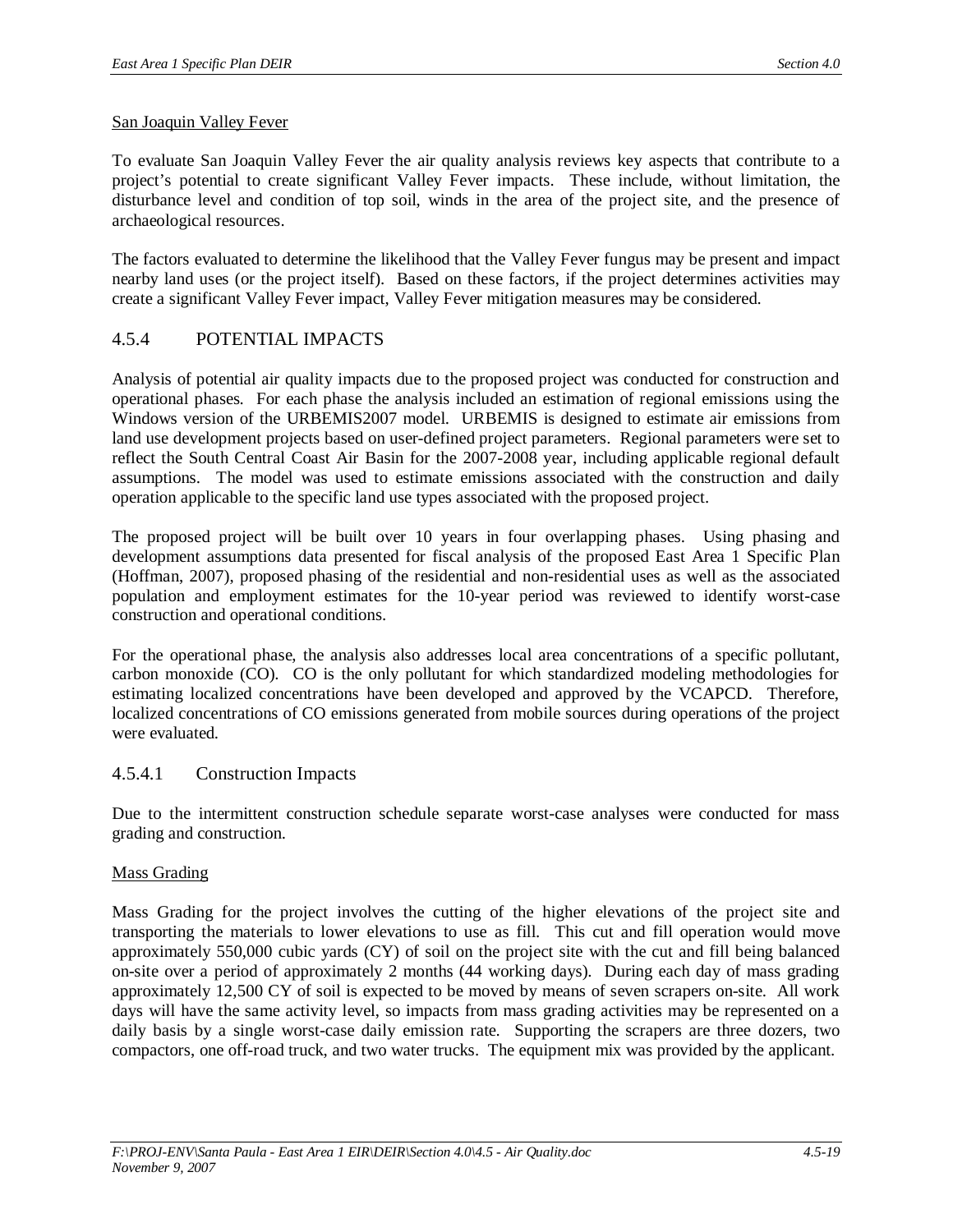San Joaquin Valley Fever

To evaluate San Joaquin Valley Fever the air quality analysis reviews key aspects that contribute to a project's potential to create significant Valley Fever impacts. These include, without limitation, the disturbance level and condition of top soil, winds in the area of the project site, and the presence of archaeological resources.

The factors evaluated to determine the likelihood that the Valley Fever fungus may be present and impact nearby land uses (or the project itself). Based on these factors, if the project determines activities may create a significant Valley Fever impact, Valley Fever mitigation measures may be considered.

## 4.5.4 POTENTIAL IMPACTS

Analysis of potential air quality impacts due to the proposed project was conducted for construction and operational phases. For each phase the analysis included an estimation of regional emissions using the Windows version of the URBEMIS2007 model. URBEMIS is designed to estimate air emissions from land use development projects based on user-defined project parameters. Regional parameters were set to reflect the South Central Coast Air Basin for the 2007-2008 year, including applicable regional default assumptions. The model was used to estimate emissions associated with the construction and daily operation applicable to the specific land use types associated with the proposed project.

The proposed project will be built over 10 years in four overlapping phases. Using phasing and development assumptions data presented for fiscal analysis of the proposed East Area 1 Specific Plan (Hoffman, 2007), proposed phasing of the residential and non-residential uses as well as the associated population and employment estimates for the 10-year period was reviewed to identify worst-case construction and operational conditions.

For the operational phase, the analysis also addresses local area concentrations of a specific pollutant, carbon monoxide (CO). CO is the only pollutant for which standardized modeling methodologies for estimating localized concentrations have been developed and approved by the VCAPCD. Therefore, localized concentrations of CO emissions generated from mobile sources during operations of the project were evaluated.

### 4.5.4.1 Construction Impacts

Due to the intermittent construction schedule separate worst-case analyses were conducted for mass grading and construction.

Mass Grading

Mass Grading for the project involves the cutting of the higher elevations of the project site and transporting the materials to lower elevations to use as fill. This cut and fill operation would move approximately 550,000 cubic yards (CY) of soil on the project site with the cut and fill being balanced on-site over a period of approximately 2 months (44 working days). During each day of mass grading approximately 12,500 CY of soil is expected to be moved by means of seven scrapers on-site. All work days will have the same activity level, so impacts from mass grading activities may be represented on a daily basis by a single worst-case daily emission rate. Supporting the scrapers are three dozers, two compactors, one off-road truck, and two water trucks. The equipment mix was provided by the applicant.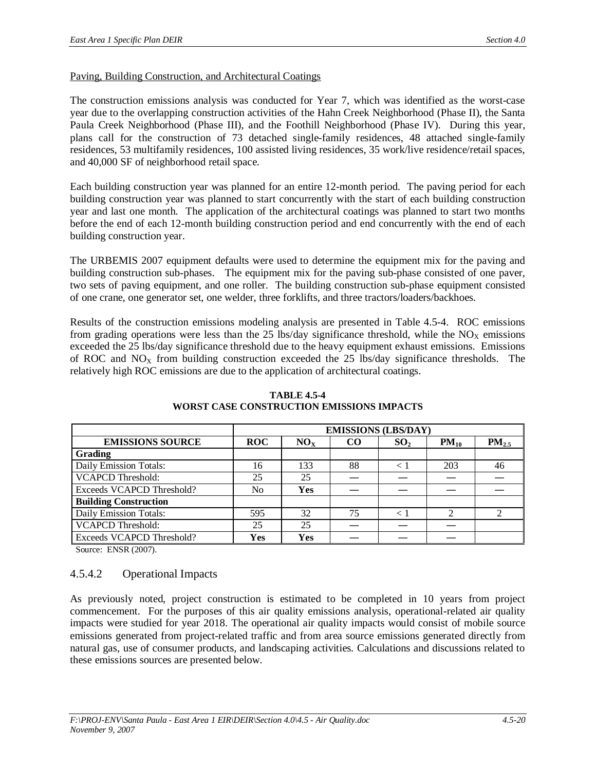Paving, Building Construction, and Architectural Coatings

The construction emissions analysis was conducted for Year 7, which was identified as the worst-case year due to the overlapping construction activities of the Hahn Creek Neighborhood (Phase II), the Santa Paula Creek Neighborhood (Phase III), and the Foothill Neighborhood (Phase IV). During this year, plans call for the construction of 73 detached single-family residences, 48 attached single-family residences, 53 multifamily residences, 100 assisted living residences, 35 work/live residence/retail spaces, and 40,000 SF of neighborhood retail space.

Each building construction year was planned for an entire 12-month period. The paving period for each building construction year was planned to start concurrently with the start of each building construction year and last one month. The application of the architectural coatings was planned to start two months before the end of each 12-month building construction period and end concurrently with the end of each building construction year.

The URBEMIS 2007 equipment defaults were used to determine the equipment mix for the paving and building construction sub-phases. The equipment mix for the paving sub-phase consisted of one paver, two sets of paving equipment, and one roller. The building construction sub-phase equipment consisted of one crane, one generator set, one welder, three forklifts, and three tractors/loaders/backhoes.

Results of the construction emissions modeling analysis are presented in Table 4.5-4. ROC emissions from grading operations were less than the 25 lbs/day significance threshold, while the $NO_X$ emissions exceeded the 25 lbs/day significance threshold due to the heavy equipment exhaust emissions. Emissions of ROC and $NO_X$ from building construction exceeded the 25 lbs/day significance thresholds. The relatively high ROC emissions are due to the application of architectural coatings.

**TABLE 4.5-4**
**WORST CASE CONSTRUCTION EMISSIONS IMPACTS**

| | EMISSIONS (LBS/DAY) | | | | | |
|---|---|---|---|---|---|---|
| **EMISSIONS SOURCE** | **ROC** | **$NO_X$** | **CO** | **$SO_2$** | **$PM_{10}$** | **$PM_{2.5}$** |
| **Grading** | | | | | | |
| Daily Emission Totals: | 16 | 133 | 88 | < 1 | 203 | 46 |
| VCAPCD Threshold: | 25 | 25 | — | — | — | — |
| Exceeds VCAPCD Threshold? | No | **Yes** | — | — | — | — |
| **Building Construction** | | | | | | |
| Daily Emission Totals: | 595 | 32 | 75 | < 1 | 2 | 2 |
| VCAPCD Threshold: | 25 | 25 | — | — | — | |
| Exceeds VCAPCD Threshold? | **Yes** | **Yes** | — | — | — | |

Source: ENSR (2007).

### 4.5.4.2 Operational Impacts

As previously noted, project construction is estimated to be completed in 10 years from project commencement. For the purposes of this air quality emissions analysis, operational-related air quality impacts were studied for year 2018. The operational air quality impacts would consist of mobile source emissions generated from project-related traffic and from area source emissions generated directly from natural gas, use of consumer products, and landscaping activities. Calculations and discussions related to these emissions sources are presented below.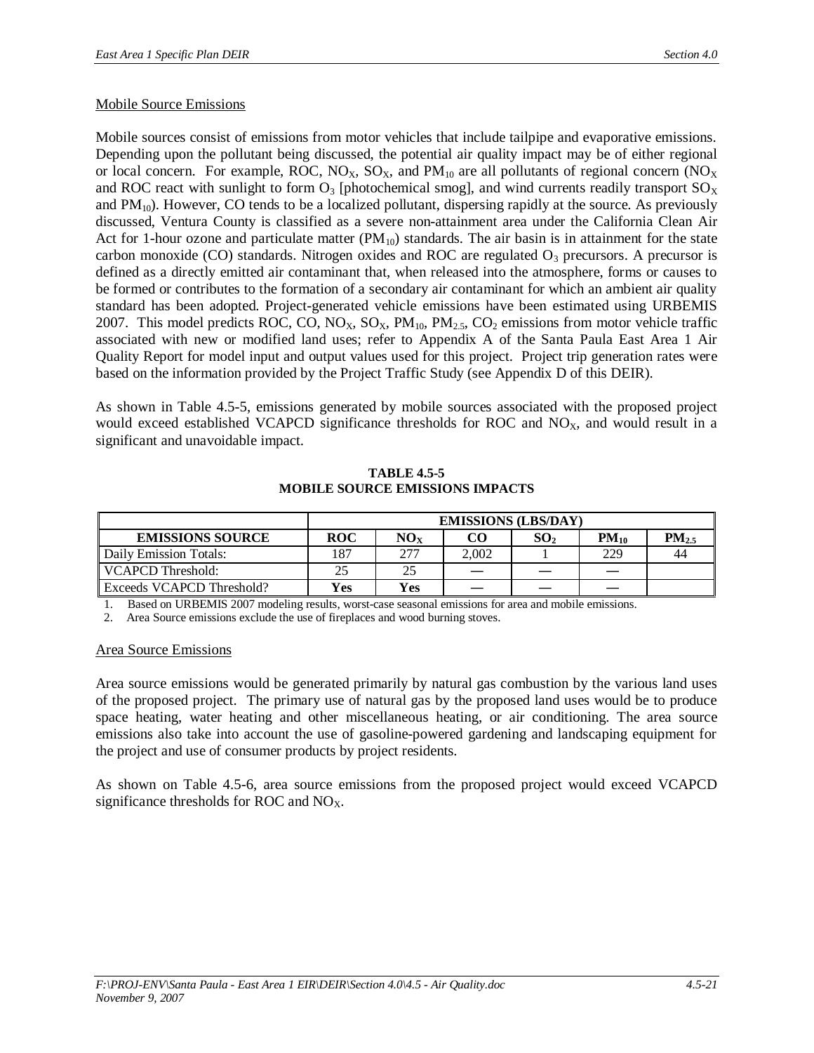Mobile Source Emissions

Mobile sources consist of emissions from motor vehicles that include tailpipe and evaporative emissions. Depending upon the pollutant being discussed, the potential air quality impact may be of either regional or local concern. For example, ROC, $NO_X$, $SO_X$, and $PM_{10}$ are all pollutants of regional concern ($NO_X$ and ROC react with sunlight to form $O_3$ [photochemical smog], and wind currents readily transport $SO_X$ and $PM_{10}$). However, CO tends to be a localized pollutant, dispersing rapidly at the source. As previously discussed, Ventura County is classified as a severe non-attainment area under the California Clean Air Act for 1-hour ozone and particulate matter ($PM_{10}$) standards. The air basin is in attainment for the state carbon monoxide (CO) standards. Nitrogen oxides and ROC are regulated $O_3$ precursors. A precursor is defined as a directly emitted air contaminant that, when released into the atmosphere, forms or causes to be formed or contributes to the formation of a secondary air contaminant for which an ambient air quality standard has been adopted. Project-generated vehicle emissions have been estimated using URBEMIS 2007. This model predicts ROC, CO, $NO_X$, $SO_X$, $PM_{10}$, $PM_{2.5}$, $CO_2$ emissions from motor vehicle traffic associated with new or modified land uses; refer to Appendix A of the Santa Paula East Area 1 Air Quality Report for model input and output values used for this project. Project trip generation rates were based on the information provided by the Project Traffic Study (see Appendix D of this DEIR).

As shown in Table 4.5-5, emissions generated by mobile sources associated with the proposed project would exceed established VCAPCD significance thresholds for ROC and $NO_X$, and would result in a significant and unavoidable impact.

**TABLE 4.5-5**
**MOBILE SOURCE EMISSIONS IMPACTS**

| | EMISSIONS (LBS/DAY) | | | | | |
|---|---|---|---|---|---|---|
| **EMISSIONS SOURCE** | **ROC** | **$NO_X$** | **CO** | **$SO_2$** | **$PM_{10}$** | **$PM_{2.5}$** |
| Daily Emission Totals: | 187 | 277 | 2,002 | 1 | 229 | 44 |
| VCAPCD Threshold: | 25 | 25 | — | — | — | |
| Exceeds VCAPCD Threshold? | **Yes** | **Yes** | — | — | — | |

1. Based on URBEMIS 2007 modeling results, worst-case seasonal emissions for area and mobile emissions.
2. Area Source emissions exclude the use of fireplaces and wood burning stoves.

Area Source Emissions

Area source emissions would be generated primarily by natural gas combustion by the various land uses of the proposed project. The primary use of natural gas by the proposed land uses would be to produce space heating, water heating and other miscellaneous heating, or air conditioning. The area source emissions also take into account the use of gasoline-powered gardening and landscaping equipment for the project and use of consumer products by project residents.

As shown on Table 4.5-6, area source emissions from the proposed project would exceed VCAPCD significance thresholds for ROC and $NO_X$.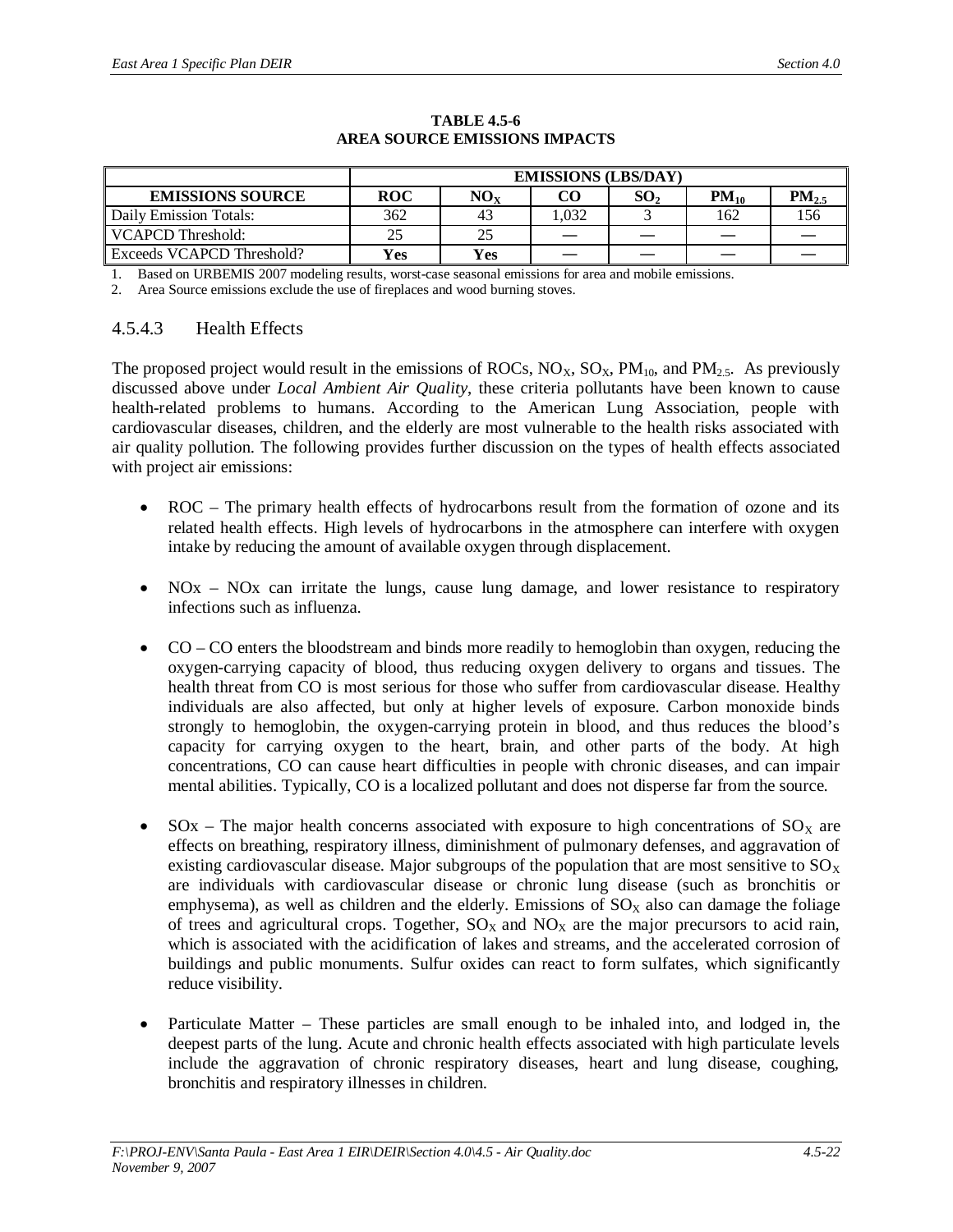**TABLE 4.5-6**
**AREA SOURCE EMISSIONS IMPACTS**

| | EMISSIONS (LBS/DAY) | | | | | |
|---|---|---|---|---|---|---|
| **EMISSIONS SOURCE** | **ROC** | **$NO_X$** | **CO** | **$SO_2$** | **$PM_{10}$** | **$PM_{2.5}$** |
| Daily Emission Totals: | 362 | 43 | 1,032 | 3 | 162 | 156 |
| VCAPCD Threshold: | 25 | 25 | — | — | — | — |
| Exceeds VCAPCD Threshold? | **Yes** | **Yes** | — | — | — | — |

1. Based on URBEMIS 2007 modeling results, worst-case seasonal emissions for area and mobile emissions.
2. Area Source emissions exclude the use of fireplaces and wood burning stoves.

### 4.5.4.3 Health Effects

The proposed project would result in the emissions of ROCs, $NO_X$, $SO_X$, $PM_{10}$, and $PM_{2.5}$. As previously discussed above under *Local Ambient Air Quality*, these criteria pollutants have been known to cause health-related problems to humans. According to the American Lung Association, people with cardiovascular diseases, children, and the elderly are most vulnerable to the health risks associated with air quality pollution. The following provides further discussion on the types of health effects associated with project air emissions:

- ROC – The primary health effects of hydrocarbons result from the formation of ozone and its related health effects. High levels of hydrocarbons in the atmosphere can interfere with oxygen intake by reducing the amount of available oxygen through displacement.

- NOx – NOx can irritate the lungs, cause lung damage, and lower resistance to respiratory infections such as influenza.

- CO – CO enters the bloodstream and binds more readily to hemoglobin than oxygen, reducing the oxygen-carrying capacity of blood, thus reducing oxygen delivery to organs and tissues. The health threat from CO is most serious for those who suffer from cardiovascular disease. Healthy individuals are also affected, but only at higher levels of exposure. Carbon monoxide binds strongly to hemoglobin, the oxygen-carrying protein in blood, and thus reduces the blood's capacity for carrying oxygen to the heart, brain, and other parts of the body. At high concentrations, CO can cause heart difficulties in people with chronic diseases, and can impair mental abilities. Typically, CO is a localized pollutant and does not disperse far from the source.

- SOx – The major health concerns associated with exposure to high concentrations of $SO_X$ are effects on breathing, respiratory illness, diminishment of pulmonary defenses, and aggravation of existing cardiovascular disease. Major subgroups of the population that are most sensitive to $SO_X$ are individuals with cardiovascular disease or chronic lung disease (such as bronchitis or emphysema), as well as children and the elderly. Emissions of $SO_X$ also can damage the foliage of trees and agricultural crops. Together, $SO_X$ and $NO_X$ are the major precursors to acid rain, which is associated with the acidification of lakes and streams, and the accelerated corrosion of buildings and public monuments. Sulfur oxides can react to form sulfates, which significantly reduce visibility.

- Particulate Matter – These particles are small enough to be inhaled into, and lodged in, the deepest parts of the lung. Acute and chronic health effects associated with high particulate levels include the aggravation of chronic respiratory diseases, heart and lung disease, coughing, bronchitis and respiratory illnesses in children.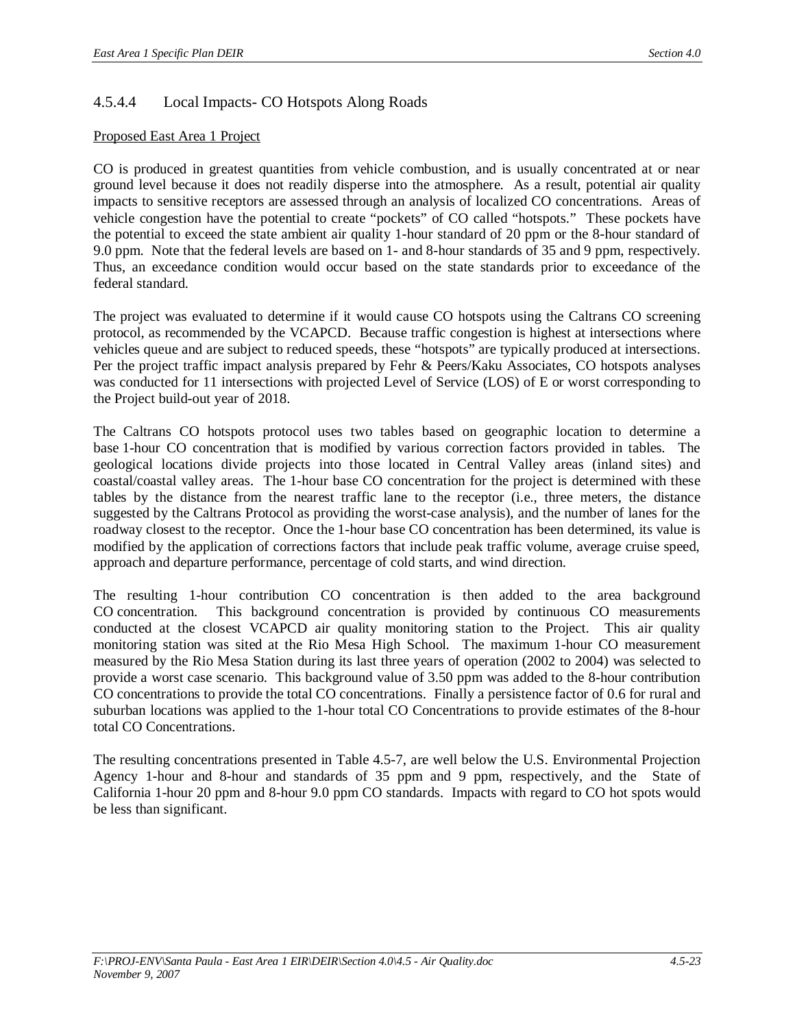### 4.5.4.4 Local Impacts- CO Hotspots Along Roads

Proposed East Area 1 Project

CO is produced in greatest quantities from vehicle combustion, and is usually concentrated at or near ground level because it does not readily disperse into the atmosphere. As a result, potential air quality impacts to sensitive receptors are assessed through an analysis of localized CO concentrations. Areas of vehicle congestion have the potential to create "pockets" of CO called "hotspots." These pockets have the potential to exceed the state ambient air quality 1-hour standard of 20 ppm or the 8-hour standard of 9.0 ppm. Note that the federal levels are based on 1- and 8-hour standards of 35 and 9 ppm, respectively. Thus, an exceedance condition would occur based on the state standards prior to exceedance of the federal standard.

The project was evaluated to determine if it would cause CO hotspots using the Caltrans CO screening protocol, as recommended by the VCAPCD. Because traffic congestion is highest at intersections where vehicles queue and are subject to reduced speeds, these "hotspots" are typically produced at intersections. Per the project traffic impact analysis prepared by Fehr & Peers/Kaku Associates, CO hotspots analyses was conducted for 11 intersections with projected Level of Service (LOS) of E or worst corresponding to the Project build-out year of 2018.

The Caltrans CO hotspots protocol uses two tables based on geographic location to determine a base 1-hour CO concentration that is modified by various correction factors provided in tables. The geological locations divide projects into those located in Central Valley areas (inland sites) and coastal/coastal valley areas. The 1-hour base CO concentration for the project is determined with these tables by the distance from the nearest traffic lane to the receptor (i.e., three meters, the distance suggested by the Caltrans Protocol as providing the worst-case analysis), and the number of lanes for the roadway closest to the receptor. Once the 1-hour base CO concentration has been determined, its value is modified by the application of corrections factors that include peak traffic volume, average cruise speed, approach and departure performance, percentage of cold starts, and wind direction.

The resulting 1-hour contribution CO concentration is then added to the area background CO concentration. This background concentration is provided by continuous CO measurements conducted at the closest VCAPCD air quality monitoring station to the Project. This air quality monitoring station was sited at the Rio Mesa High School. The maximum 1-hour CO measurement measured by the Rio Mesa Station during its last three years of operation (2002 to 2004) was selected to provide a worst case scenario. This background value of 3.50 ppm was added to the 8-hour contribution CO concentrations to provide the total CO concentrations. Finally a persistence factor of 0.6 for rural and suburban locations was applied to the 1-hour total CO Concentrations to provide estimates of the 8-hour total CO Concentrations.

The resulting concentrations presented in Table 4.5-7, are well below the U.S. Environmental Projection Agency 1-hour and 8-hour and standards of 35 ppm and 9 ppm, respectively, and the State of California 1-hour 20 ppm and 8-hour 9.0 ppm CO standards. Impacts with regard to CO hot spots would be less than significant.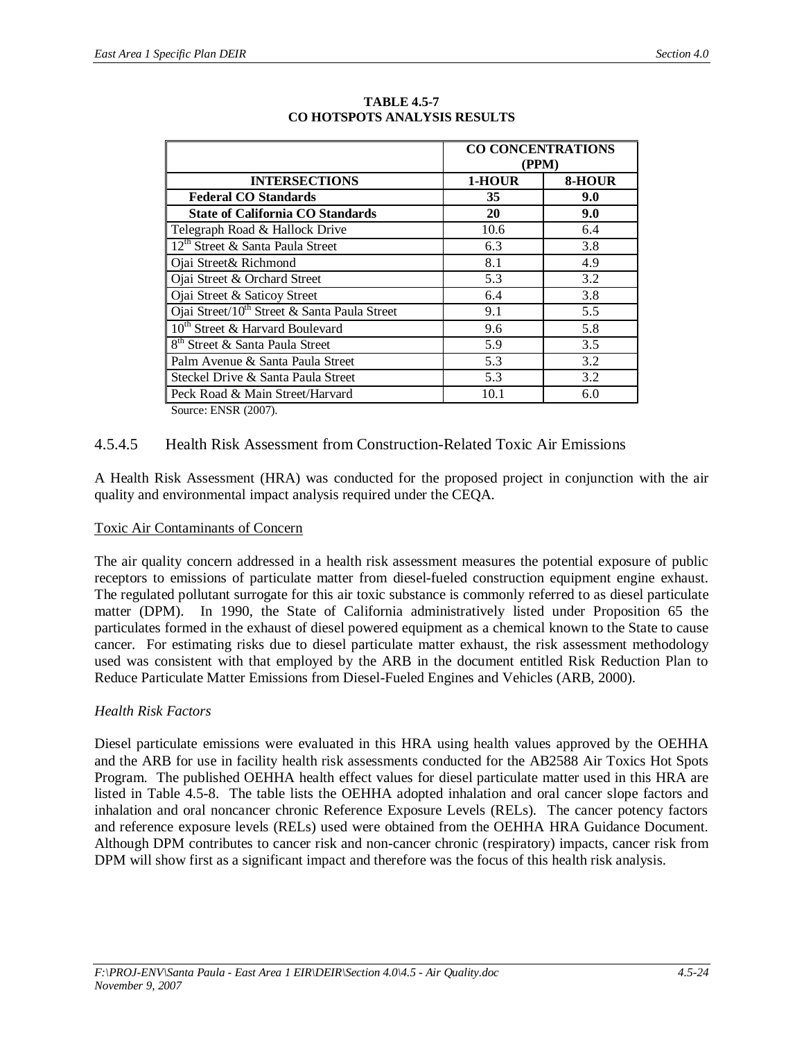**TABLE 4.5-7**
**CO HOTSPOTS ANALYSIS RESULTS**

| | CO CONCENTRATIONS (PPM) | |
|---|---|---|
| **INTERSECTIONS** | **1-HOUR** | **8-HOUR** |
| **Federal CO Standards** | **35** | **9.0** |
| **State of California CO Standards** | **20** | **9.0** |
| Telegraph Road & Hallock Drive | 10.6 | 6.4 |
| 12th Street & Santa Paula Street | 6.3 | 3.8 |
| Ojai Street& Richmond | 8.1 | 4.9 |
| Ojai Street & Orchard Street | 5.3 | 3.2 |
| Ojai Street & Saticoy Street | 6.4 | 3.8 |
| Ojai Street/10th Street & Santa Paula Street | 9.1 | 5.5 |
| 10th Street & Harvard Boulevard | 9.6 | 5.8 |
| 8th Street & Santa Paula Street | 5.9 | 3.5 |
| Palm Avenue & Santa Paula Street | 5.3 | 3.2 |
| Steckel Drive & Santa Paula Street | 5.3 | 3.2 |
| Peck Road & Main Street/Harvard | 10.1 | 6.0 |

Source: ENSR (2007).

### 4.5.4.5 Health Risk Assessment from Construction-Related Toxic Air Emissions

A Health Risk Assessment (HRA) was conducted for the proposed project in conjunction with the air quality and environmental impact analysis required under the CEQA.

Toxic Air Contaminants of Concern

The air quality concern addressed in a health risk assessment measures the potential exposure of public receptors to emissions of particulate matter from diesel-fueled construction equipment engine exhaust. The regulated pollutant surrogate for this air toxic substance is commonly referred to as diesel particulate matter (DPM). In 1990, the State of California administratively listed under Proposition 65 the particulates formed in the exhaust of diesel powered equipment as a chemical known to the State to cause cancer. For estimating risks due to diesel particulate matter exhaust, the risk assessment methodology used was consistent with that employed by the ARB in the document entitled Risk Reduction Plan to Reduce Particulate Matter Emissions from Diesel-Fueled Engines and Vehicles (ARB, 2000).

*Health Risk Factors*

Diesel particulate emissions were evaluated in this HRA using health values approved by the OEHHA and the ARB for use in facility health risk assessments conducted for the AB2588 Air Toxics Hot Spots Program. The published OEHHA health effect values for diesel particulate matter used in this HRA are listed in Table 4.5-8. The table lists the OEHHA adopted inhalation and oral cancer slope factors and inhalation and oral noncancer chronic Reference Exposure Levels (RELs). The cancer potency factors and reference exposure levels (RELs) used were obtained from the OEHHA HRA Guidance Document. Although DPM contributes to cancer risk and non-cancer chronic (respiratory) impacts, cancer risk from DPM will show first as a significant impact and therefore was the focus of this health risk analysis.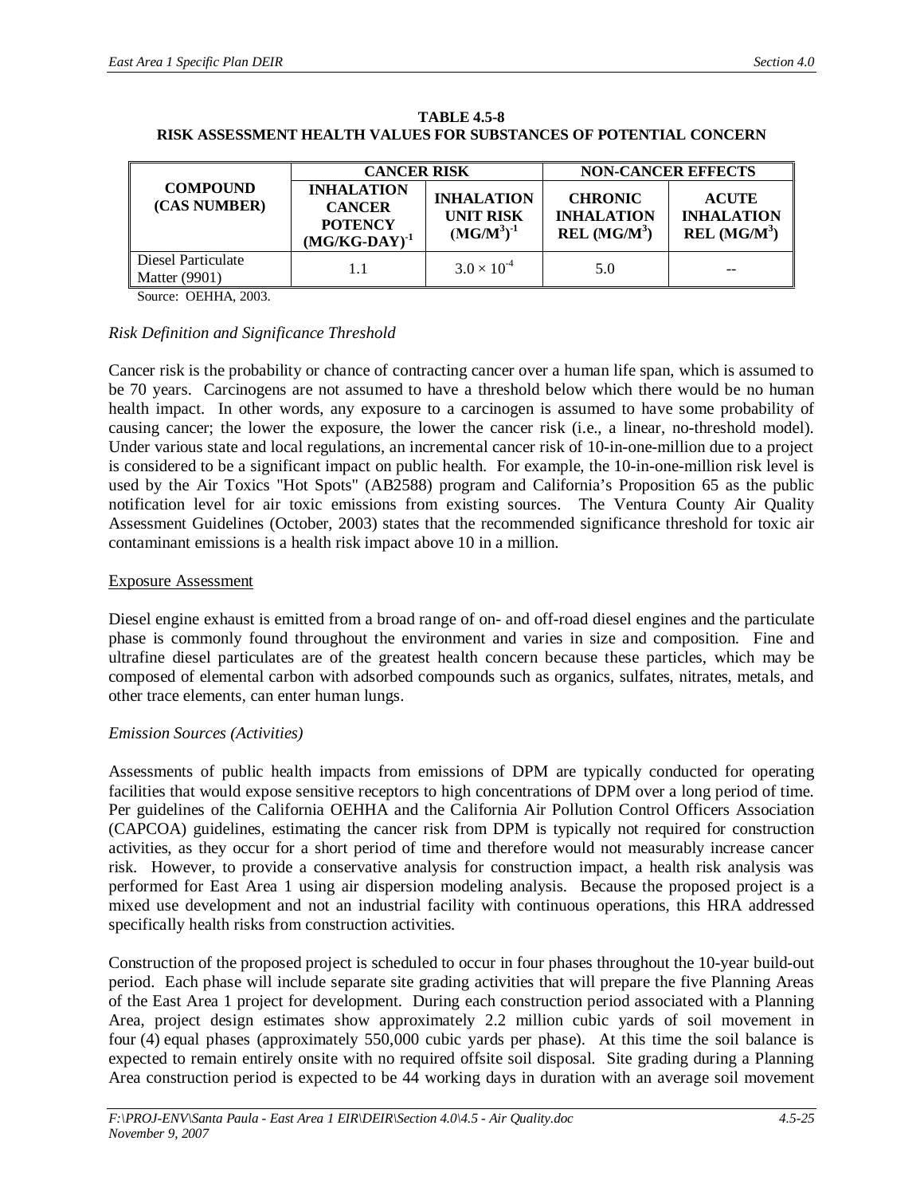**TABLE 4.5-8**
**RISK ASSESSMENT HEALTH VALUES FOR SUBSTANCES OF POTENTIAL CONCERN**

| COMPOUND (CAS NUMBER) | CANCER RISK | | NON-CANCER EFFECTS | |
|---|---|---|---|---|
| | INHALATION CANCER POTENCY $(MG/KG\text{-}DAY)^{-1}$ | INHALATION UNIT RISK $(MG/M^3)^{-1}$ | CHRONIC INHALATION REL $(MG/M^3)$ | ACUTE INHALATION REL $(MG/M^3)$ |
| Diesel Particulate Matter (9901) | 1.1 | $3.0 \times 10^{-4}$ | 5.0 | -- |

Source: OEHHA, 2003.

*Risk Definition and Significance Threshold*

Cancer risk is the probability or chance of contracting cancer over a human life span, which is assumed to be 70 years. Carcinogens are not assumed to have a threshold below which there would be no human health impact. In other words, any exposure to a carcinogen is assumed to have some probability of causing cancer; the lower the exposure, the lower the cancer risk (i.e., a linear, no-threshold model). Under various state and local regulations, an incremental cancer risk of 10-in-one-million due to a project is considered to be a significant impact on public health. For example, the 10-in-one-million risk level is used by the Air Toxics "Hot Spots" (AB2588) program and California's Proposition 65 as the public notification level for air toxic emissions from existing sources. The Ventura County Air Quality Assessment Guidelines (October, 2003) states that the recommended significance threshold for toxic air contaminant emissions is a health risk impact above 10 in a million.

Exposure Assessment

Diesel engine exhaust is emitted from a broad range of on- and off-road diesel engines and the particulate phase is commonly found throughout the environment and varies in size and composition. Fine and ultrafine diesel particulates are of the greatest health concern because these particles, which may be composed of elemental carbon with adsorbed compounds such as organics, sulfates, nitrates, metals, and other trace elements, can enter human lungs.

*Emission Sources (Activities)*

Assessments of public health impacts from emissions of DPM are typically conducted for operating facilities that would expose sensitive receptors to high concentrations of DPM over a long period of time. Per guidelines of the California OEHHA and the California Air Pollution Control Officers Association (CAPCOA) guidelines, estimating the cancer risk from DPM is typically not required for construction activities, as they occur for a short period of time and therefore would not measurably increase cancer risk. However, to provide a conservative analysis for construction impact, a health risk analysis was performed for East Area 1 using air dispersion modeling analysis. Because the proposed project is a mixed use development and not an industrial facility with continuous operations, this HRA addressed specifically health risks from construction activities.

Construction of the proposed project is scheduled to occur in four phases throughout the 10-year build-out period. Each phase will include separate site grading activities that will prepare the five Planning Areas of the East Area 1 project for development. During each construction period associated with a Planning Area, project design estimates show approximately 2.2 million cubic yards of soil movement in four (4) equal phases (approximately 550,000 cubic yards per phase). At this time the soil balance is expected to remain entirely onsite with no required offsite soil disposal. Site grading during a Planning Area construction period is expected to be 44 working days in duration with an average soil movement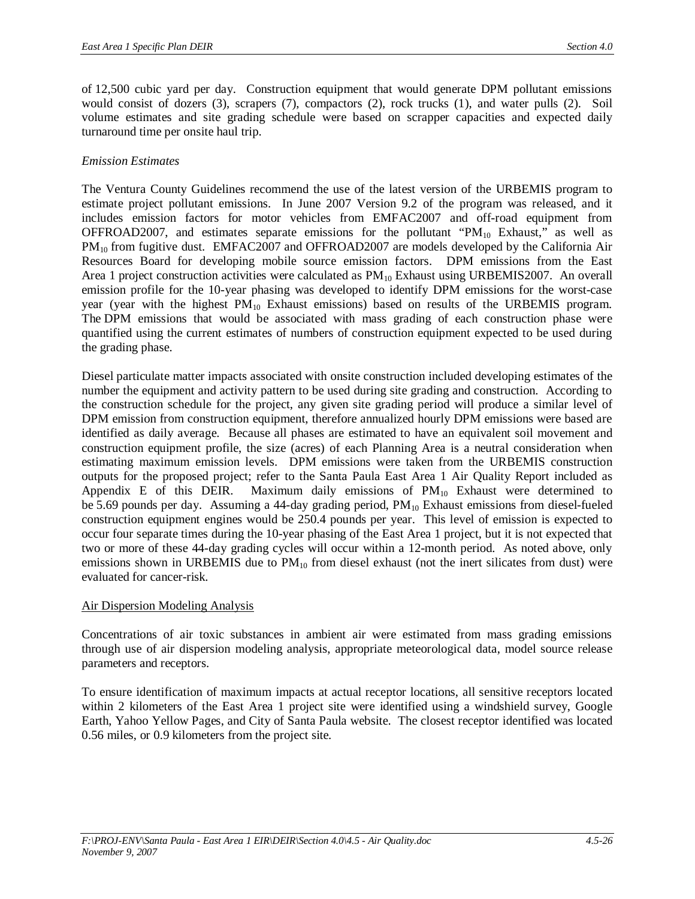of 12,500 cubic yard per day. Construction equipment that would generate DPM pollutant emissions would consist of dozers (3), scrapers (7), compactors (2), rock trucks (1), and water pulls (2). Soil volume estimates and site grading schedule were based on scrapper capacities and expected daily turnaround time per onsite haul trip.

*Emission Estimates*

The Ventura County Guidelines recommend the use of the latest version of the URBEMIS program to estimate project pollutant emissions. In June 2007 Version 9.2 of the program was released, and it includes emission factors for motor vehicles from EMFAC2007 and off-road equipment from OFFROAD2007, and estimates separate emissions for the pollutant "$PM_{10}$ Exhaust," as well as $PM_{10}$ from fugitive dust. EMFAC2007 and OFFROAD2007 are models developed by the California Air Resources Board for developing mobile source emission factors. DPM emissions from the East Area 1 project construction activities were calculated as $PM_{10}$ Exhaust using URBEMIS2007. An overall emission profile for the 10-year phasing was developed to identify DPM emissions for the worst-case year (year with the highest $PM_{10}$ Exhaust emissions) based on results of the URBEMIS program. The DPM emissions that would be associated with mass grading of each construction phase were quantified using the current estimates of numbers of construction equipment expected to be used during the grading phase.

Diesel particulate matter impacts associated with onsite construction included developing estimates of the number the equipment and activity pattern to be used during site grading and construction. According to the construction schedule for the project, any given site grading period will produce a similar level of DPM emission from construction equipment, therefore annualized hourly DPM emissions were based are identified as daily average. Because all phases are estimated to have an equivalent soil movement and construction equipment profile, the size (acres) of each Planning Area is a neutral consideration when estimating maximum emission levels. DPM emissions were taken from the URBEMIS construction outputs for the proposed project; refer to the Santa Paula East Area 1 Air Quality Report included as Appendix E of this DEIR. Maximum daily emissions of $PM_{10}$ Exhaust were determined to be 5.69 pounds per day. Assuming a 44-day grading period, $PM_{10}$ Exhaust emissions from diesel-fueled construction equipment engines would be 250.4 pounds per year. This level of emission is expected to occur four separate times during the 10-year phasing of the East Area 1 project, but it is not expected that two or more of these 44-day grading cycles will occur within a 12-month period. As noted above, only emissions shown in URBEMIS due to $PM_{10}$ from diesel exhaust (not the inert silicates from dust) were evaluated for cancer-risk.

<u>Air Dispersion Modeling Analysis</u>

Concentrations of air toxic substances in ambient air were estimated from mass grading emissions through use of air dispersion modeling analysis, appropriate meteorological data, model source release parameters and receptors.

To ensure identification of maximum impacts at actual receptor locations, all sensitive receptors located within 2 kilometers of the East Area 1 project site were identified using a windshield survey, Google Earth, Yahoo Yellow Pages, and City of Santa Paula website. The closest receptor identified was located 0.56 miles, or 0.9 kilometers from the project site.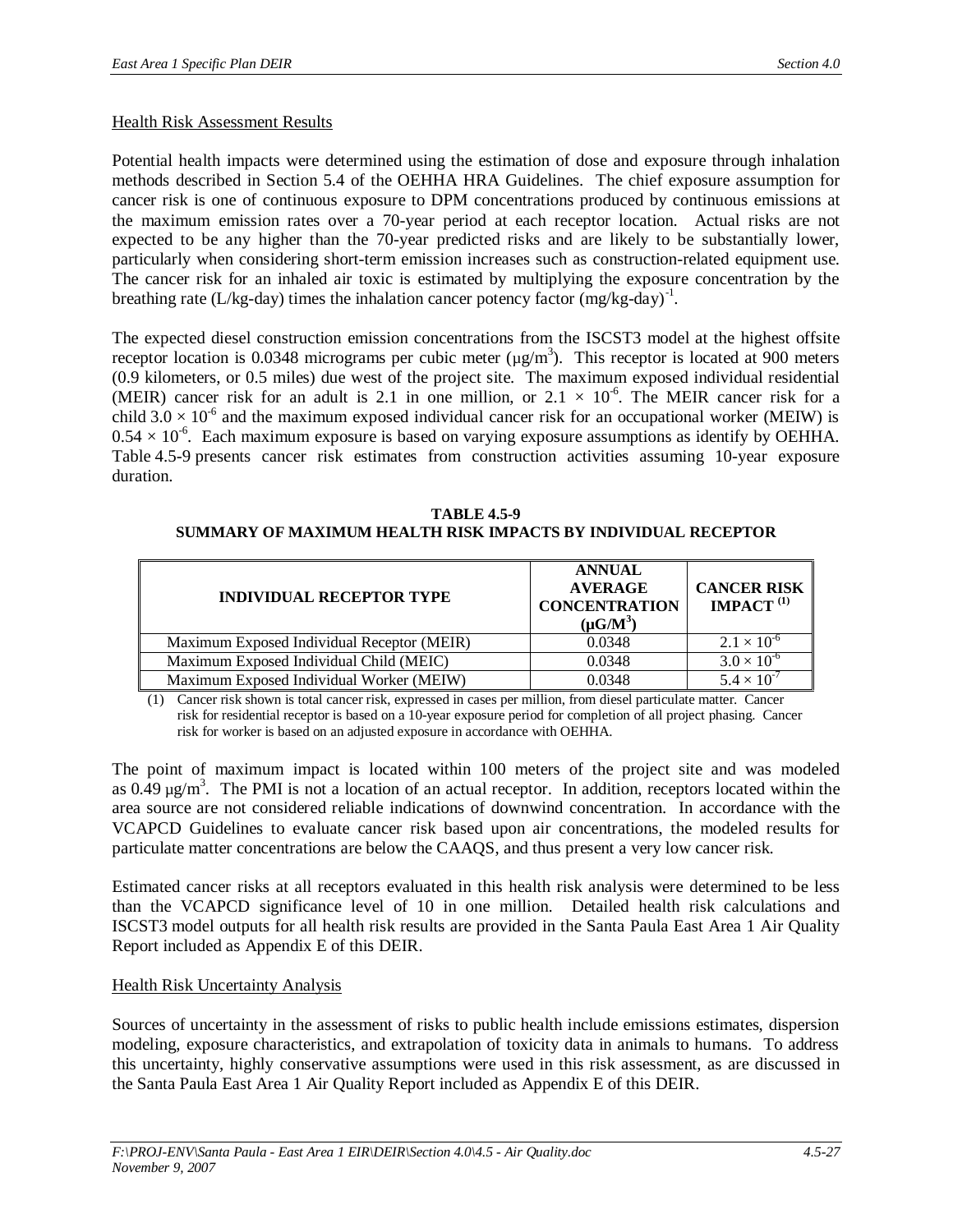Health Risk Assessment Results

Potential health impacts were determined using the estimation of dose and exposure through inhalation methods described in Section 5.4 of the OEHHA HRA Guidelines. The chief exposure assumption for cancer risk is one of continuous exposure to DPM concentrations produced by continuous emissions at the maximum emission rates over a 70-year period at each receptor location. Actual risks are not expected to be any higher than the 70-year predicted risks and are likely to be substantially lower, particularly when considering short-term emission increases such as construction-related equipment use. The cancer risk for an inhaled air toxic is estimated by multiplying the exposure concentration by the breathing rate (L/kg-day) times the inhalation cancer potency factor $(mg/kg\text{-}day)^{-1}$.

The expected diesel construction emission concentrations from the ISCST3 model at the highest offsite receptor location is 0.0348 micrograms per cubic meter ($\mu g/m^3$). This receptor is located at 900 meters (0.9 kilometers, or 0.5 miles) due west of the project site. The maximum exposed individual residential (MEIR) cancer risk for an adult is 2.1 in one million, or $2.1 \times 10^{-6}$. The MEIR cancer risk for a child $3.0 \times 10^{-6}$ and the maximum exposed individual cancer risk for an occupational worker (MEIW) is $0.54 \times 10^{-6}$. Each maximum exposure is based on varying exposure assumptions as identify by OEHHA. Table 4.5-9 presents cancer risk estimates from construction activities assuming 10-year exposure duration.

**TABLE 4.5-9**
**SUMMARY OF MAXIMUM HEALTH RISK IMPACTS BY INDIVIDUAL RECEPTOR**

| INDIVIDUAL RECEPTOR TYPE | ANNUAL AVERAGE CONCENTRATION ($\mu G/M^3$) | CANCER RISK IMPACT [(1)] |
|---|---|---|
| Maximum Exposed Individual Receptor (MEIR) | 0.0348 | $2.1 \times 10^{-6}$ |
| Maximum Exposed Individual Child (MEIC) | 0.0348 | $3.0 \times 10^{-6}$ |
| Maximum Exposed Individual Worker (MEIW) | 0.0348 | $5.4 \times 10^{-7}$ |

(1) Cancer risk shown is total cancer risk, expressed in cases per million, from diesel particulate matter. Cancer risk for residential receptor is based on a 10-year exposure period for completion of all project phasing. Cancer risk for worker is based on an adjusted exposure in accordance with OEHHA.

The point of maximum impact is located within 100 meters of the project site and was modeled as 0.49 $\mu g/m^3$. The PMI is not a location of an actual receptor. In addition, receptors located within the area source are not considered reliable indications of downwind concentration. In accordance with the VCAPCD Guidelines to evaluate cancer risk based upon air concentrations, the modeled results for particulate matter concentrations are below the CAAQS, and thus present a very low cancer risk.

Estimated cancer risks at all receptors evaluated in this health risk analysis were determined to be less than the VCAPCD significance level of 10 in one million. Detailed health risk calculations and ISCST3 model outputs for all health risk results are provided in the Santa Paula East Area 1 Air Quality Report included as Appendix E of this DEIR.

Health Risk Uncertainty Analysis

Sources of uncertainty in the assessment of risks to public health include emissions estimates, dispersion modeling, exposure characteristics, and extrapolation of toxicity data in animals to humans. To address this uncertainty, highly conservative assumptions were used in this risk assessment, as are discussed in the Santa Paula East Area 1 Air Quality Report included as Appendix E of this DEIR.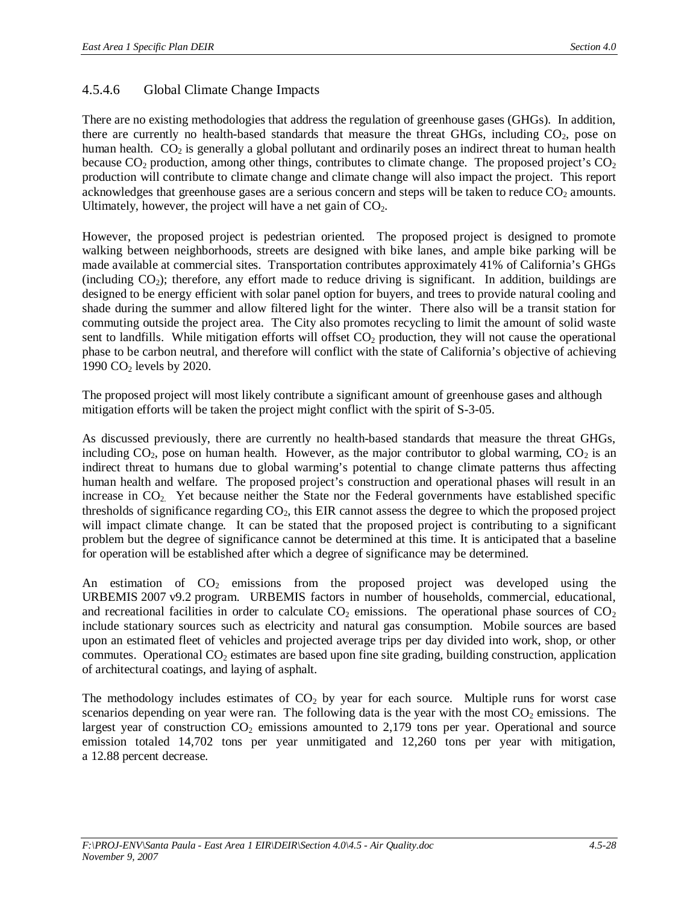### 4.5.4.6 Global Climate Change Impacts

There are no existing methodologies that address the regulation of greenhouse gases (GHGs). In addition, there are currently no health-based standards that measure the threat GHGs, including $CO_2$, pose on human health. $CO_2$ is generally a global pollutant and ordinarily poses an indirect threat to human health because $CO_2$ production, among other things, contributes to climate change. The proposed project's $CO_2$ production will contribute to climate change and climate change will also impact the project. This report acknowledges that greenhouse gases are a serious concern and steps will be taken to reduce $CO_2$ amounts. Ultimately, however, the project will have a net gain of $CO_2$.

However, the proposed project is pedestrian oriented. The proposed project is designed to promote walking between neighborhoods, streets are designed with bike lanes, and ample bike parking will be made available at commercial sites. Transportation contributes approximately 41% of California's GHGs (including $CO_2$); therefore, any effort made to reduce driving is significant. In addition, buildings are designed to be energy efficient with solar panel option for buyers, and trees to provide natural cooling and shade during the summer and allow filtered light for the winter. There also will be a transit station for commuting outside the project area. The City also promotes recycling to limit the amount of solid waste sent to landfills. While mitigation efforts will offset $CO_2$ production, they will not cause the operational phase to be carbon neutral, and therefore will conflict with the state of California's objective of achieving 1990 $CO_2$ levels by 2020.

The proposed project will most likely contribute a significant amount of greenhouse gases and although mitigation efforts will be taken the project might conflict with the spirit of S-3-05.

As discussed previously, there are currently no health-based standards that measure the threat GHGs, including $CO_2$, pose on human health. However, as the major contributor to global warming, $CO_2$ is an indirect threat to humans due to global warming's potential to change climate patterns thus affecting human health and welfare. The proposed project's construction and operational phases will result in an increase in $CO_2$. Yet because neither the State nor the Federal governments have established specific thresholds of significance regarding $CO_2$, this EIR cannot assess the degree to which the proposed project will impact climate change. It can be stated that the proposed project is contributing to a significant problem but the degree of significance cannot be determined at this time. It is anticipated that a baseline for operation will be established after which a degree of significance may be determined.

An estimation of $CO_2$ emissions from the proposed project was developed using the URBEMIS 2007 v9.2 program. URBEMIS factors in number of households, commercial, educational, and recreational facilities in order to calculate $CO_2$ emissions. The operational phase sources of $CO_2$ include stationary sources such as electricity and natural gas consumption. Mobile sources are based upon an estimated fleet of vehicles and projected average trips per day divided into work, shop, or other commutes. Operational $CO_2$ estimates are based upon fine site grading, building construction, application of architectural coatings, and laying of asphalt.

The methodology includes estimates of $CO_2$ by year for each source. Multiple runs for worst case scenarios depending on year were ran. The following data is the year with the most $CO_2$ emissions. The largest year of construction $CO_2$ emissions amounted to 2,179 tons per year. Operational and source emission totaled 14,702 tons per year unmitigated and 12,260 tons per year with mitigation, a 12.88 percent decrease.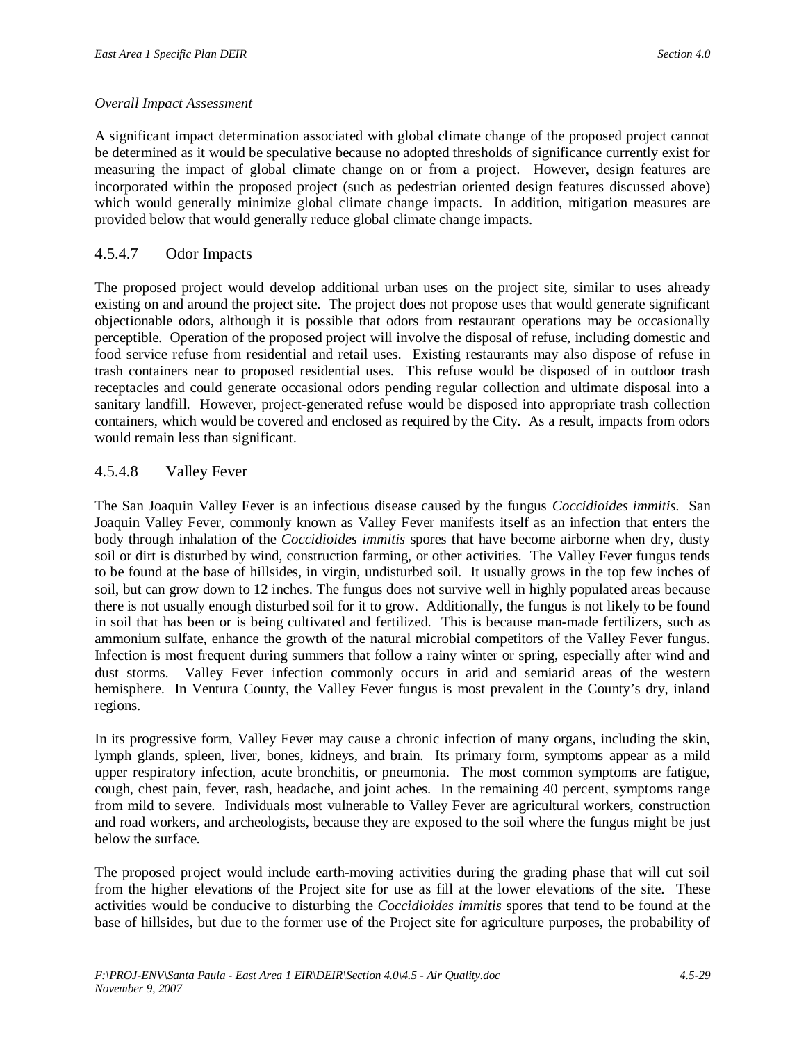*Overall Impact Assessment*

A significant impact determination associated with global climate change of the proposed project cannot be determined as it would be speculative because no adopted thresholds of significance currently exist for measuring the impact of global climate change on or from a project. However, design features are incorporated within the proposed project (such as pedestrian oriented design features discussed above) which would generally minimize global climate change impacts. In addition, mitigation measures are provided below that would generally reduce global climate change impacts.

### 4.5.4.7 Odor Impacts

The proposed project would develop additional urban uses on the project site, similar to uses already existing on and around the project site. The project does not propose uses that would generate significant objectionable odors, although it is possible that odors from restaurant operations may be occasionally perceptible. Operation of the proposed project will involve the disposal of refuse, including domestic and food service refuse from residential and retail uses. Existing restaurants may also dispose of refuse in trash containers near to proposed residential uses. This refuse would be disposed of in outdoor trash receptacles and could generate occasional odors pending regular collection and ultimate disposal into a sanitary landfill. However, project-generated refuse would be disposed into appropriate trash collection containers, which would be covered and enclosed as required by the City. As a result, impacts from odors would remain less than significant.

### 4.5.4.8 Valley Fever

The San Joaquin Valley Fever is an infectious disease caused by the fungus *Coccidioides immitis.* San Joaquin Valley Fever, commonly known as Valley Fever manifests itself as an infection that enters the body through inhalation of the *Coccidioides immitis* spores that have become airborne when dry, dusty soil or dirt is disturbed by wind, construction farming, or other activities. The Valley Fever fungus tends to be found at the base of hillsides, in virgin, undisturbed soil. It usually grows in the top few inches of soil, but can grow down to 12 inches. The fungus does not survive well in highly populated areas because there is not usually enough disturbed soil for it to grow. Additionally, the fungus is not likely to be found in soil that has been or is being cultivated and fertilized. This is because man-made fertilizers, such as ammonium sulfate, enhance the growth of the natural microbial competitors of the Valley Fever fungus. Infection is most frequent during summers that follow a rainy winter or spring, especially after wind and dust storms. Valley Fever infection commonly occurs in arid and semiarid areas of the western hemisphere. In Ventura County, the Valley Fever fungus is most prevalent in the County's dry, inland regions.

In its progressive form, Valley Fever may cause a chronic infection of many organs, including the skin, lymph glands, spleen, liver, bones, kidneys, and brain. Its primary form, symptoms appear as a mild upper respiratory infection, acute bronchitis, or pneumonia. The most common symptoms are fatigue, cough, chest pain, fever, rash, headache, and joint aches. In the remaining 40 percent, symptoms range from mild to severe. Individuals most vulnerable to Valley Fever are agricultural workers, construction and road workers, and archeologists, because they are exposed to the soil where the fungus might be just below the surface.

The proposed project would include earth-moving activities during the grading phase that will cut soil from the higher elevations of the Project site for use as fill at the lower elevations of the site. These activities would be conducive to disturbing the *Coccidioides immitis* spores that tend to be found at the base of hillsides, but due to the former use of the Project site for agriculture purposes, the probability of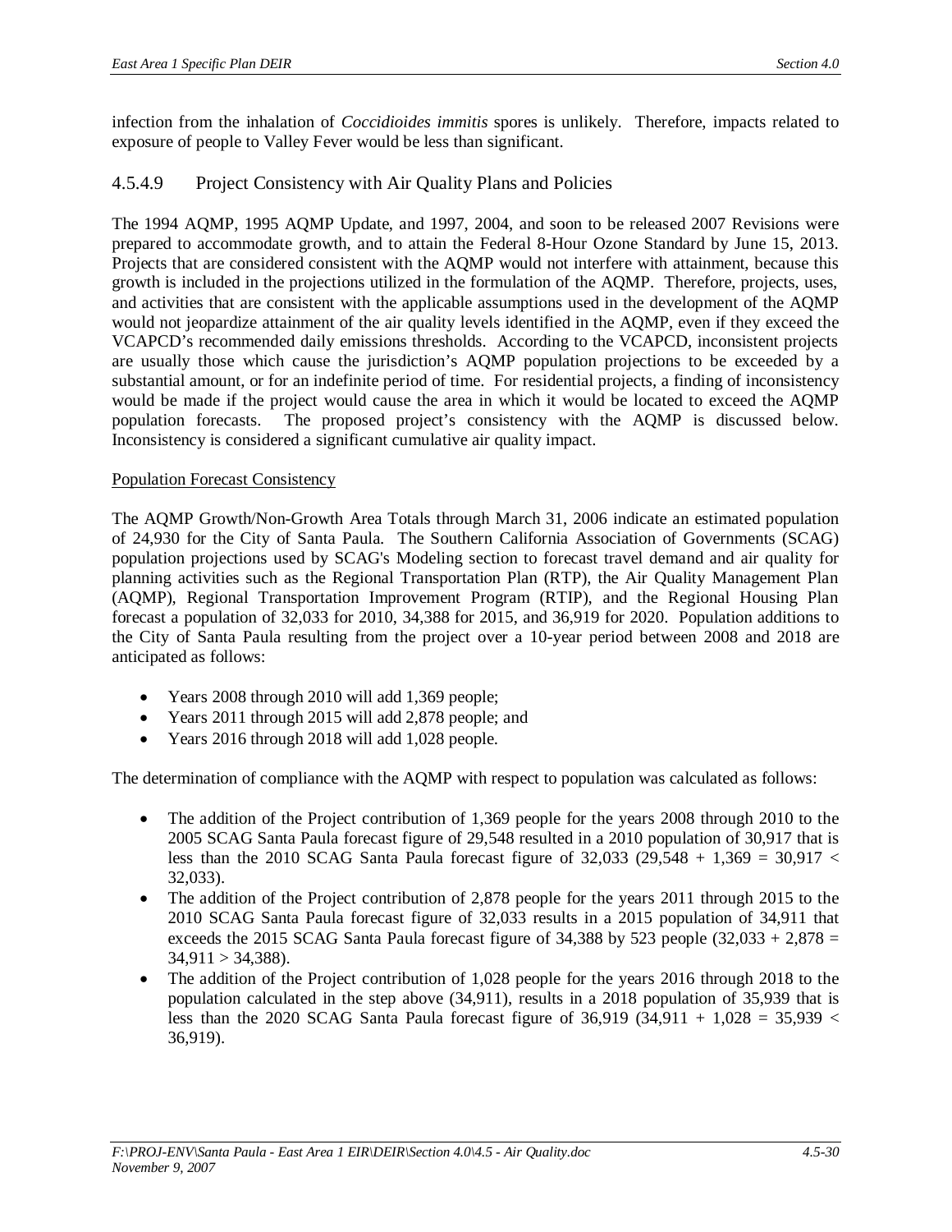infection from the inhalation of *Coccidioides immitis* spores is unlikely. Therefore, impacts related to exposure of people to Valley Fever would be less than significant.

### 4.5.4.9 Project Consistency with Air Quality Plans and Policies

The 1994 AQMP, 1995 AQMP Update, and 1997, 2004, and soon to be released 2007 Revisions were prepared to accommodate growth, and to attain the Federal 8-Hour Ozone Standard by June 15, 2013. Projects that are considered consistent with the AQMP would not interfere with attainment, because this growth is included in the projections utilized in the formulation of the AQMP. Therefore, projects, uses, and activities that are consistent with the applicable assumptions used in the development of the AQMP would not jeopardize attainment of the air quality levels identified in the AQMP, even if they exceed the VCAPCD's recommended daily emissions thresholds. According to the VCAPCD, inconsistent projects are usually those which cause the jurisdiction's AQMP population projections to be exceeded by a substantial amount, or for an indefinite period of time. For residential projects, a finding of inconsistency would be made if the project would cause the area in which it would be located to exceed the AQMP population forecasts. The proposed project's consistency with the AQMP is discussed below. Inconsistency is considered a significant cumulative air quality impact.

Population Forecast Consistency

The AQMP Growth/Non-Growth Area Totals through March 31, 2006 indicate an estimated population of 24,930 for the City of Santa Paula. The Southern California Association of Governments (SCAG) population projections used by SCAG's Modeling section to forecast travel demand and air quality for planning activities such as the Regional Transportation Plan (RTP), the Air Quality Management Plan (AQMP), Regional Transportation Improvement Program (RTIP), and the Regional Housing Plan forecast a population of 32,033 for 2010, 34,388 for 2015, and 36,919 for 2020. Population additions to the City of Santa Paula resulting from the project over a 10-year period between 2008 and 2018 are anticipated as follows:

- Years 2008 through 2010 will add 1,369 people;
- Years 2011 through 2015 will add 2,878 people; and
- Years 2016 through 2018 will add 1,028 people.

The determination of compliance with the AQMP with respect to population was calculated as follows:

- The addition of the Project contribution of 1,369 people for the years 2008 through 2010 to the 2005 SCAG Santa Paula forecast figure of 29,548 resulted in a 2010 population of 30,917 that is less than the 2010 SCAG Santa Paula forecast figure of 32,033 (29,548 + 1,369 = 30,917 < 32,033).
- The addition of the Project contribution of 2,878 people for the years 2011 through 2015 to the 2010 SCAG Santa Paula forecast figure of 32,033 results in a 2015 population of 34,911 that exceeds the 2015 SCAG Santa Paula forecast figure of 34,388 by 523 people (32,033 + 2,878 = 34,911 > 34,388).
- The addition of the Project contribution of 1,028 people for the years 2016 through 2018 to the population calculated in the step above (34,911), results in a 2018 population of 35,939 that is less than the 2020 SCAG Santa Paula forecast figure of 36,919 (34,911 + 1,028 = 35,939 < 36,919).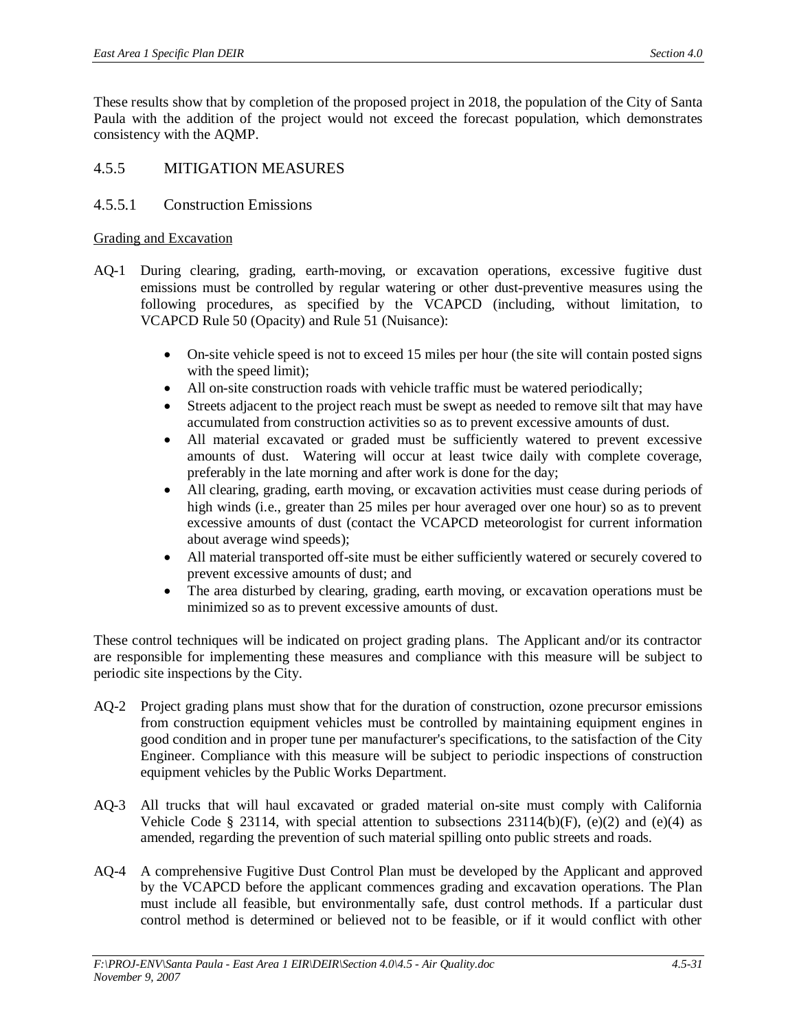These results show that by completion of the proposed project in 2018, the population of the City of Santa Paula with the addition of the project would not exceed the forecast population, which demonstrates consistency with the AQMP.

## 4.5.5 MITIGATION MEASURES

### 4.5.5.1 Construction Emissions

Grading and Excavation

AQ-1 During clearing, grading, earth-moving, or excavation operations, excessive fugitive dust emissions must be controlled by regular watering or other dust-preventive measures using the following procedures, as specified by the VCAPCD (including, without limitation, to VCAPCD Rule 50 (Opacity) and Rule 51 (Nuisance):

- On-site vehicle speed is not to exceed 15 miles per hour (the site will contain posted signs with the speed limit);
- All on-site construction roads with vehicle traffic must be watered periodically;
- Streets adjacent to the project reach must be swept as needed to remove silt that may have accumulated from construction activities so as to prevent excessive amounts of dust.
- All material excavated or graded must be sufficiently watered to prevent excessive amounts of dust. Watering will occur at least twice daily with complete coverage, preferably in the late morning and after work is done for the day;
- All clearing, grading, earth moving, or excavation activities must cease during periods of high winds (i.e., greater than 25 miles per hour averaged over one hour) so as to prevent excessive amounts of dust (contact the VCAPCD meteorologist for current information about average wind speeds);
- All material transported off-site must be either sufficiently watered or securely covered to prevent excessive amounts of dust; and
- The area disturbed by clearing, grading, earth moving, or excavation operations must be minimized so as to prevent excessive amounts of dust.

These control techniques will be indicated on project grading plans. The Applicant and/or its contractor are responsible for implementing these measures and compliance with this measure will be subject to periodic site inspections by the City.

AQ-2 Project grading plans must show that for the duration of construction, ozone precursor emissions from construction equipment vehicles must be controlled by maintaining equipment engines in good condition and in proper tune per manufacturer's specifications, to the satisfaction of the City Engineer. Compliance with this measure will be subject to periodic inspections of construction equipment vehicles by the Public Works Department.

AQ-3 All trucks that will haul excavated or graded material on-site must comply with California Vehicle Code § 23114, with special attention to subsections 23114(b)(F), (e)(2) and (e)(4) as amended, regarding the prevention of such material spilling onto public streets and roads.

AQ-4 A comprehensive Fugitive Dust Control Plan must be developed by the Applicant and approved by the VCAPCD before the applicant commences grading and excavation operations. The Plan must include all feasible, but environmentally safe, dust control methods. If a particular dust control method is determined or believed not to be feasible, or if it would conflict with other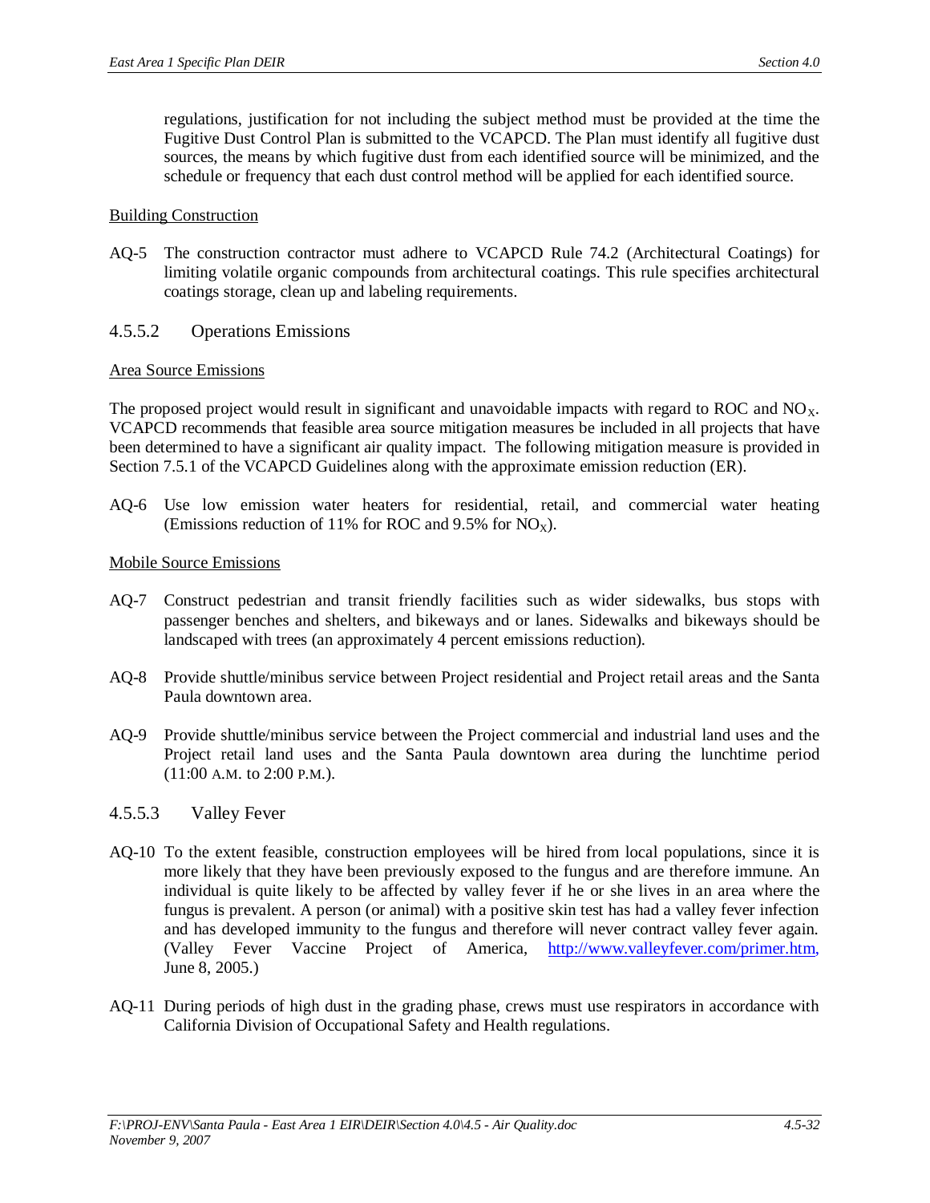regulations, justification for not including the subject method must be provided at the time the Fugitive Dust Control Plan is submitted to the VCAPCD. The Plan must identify all fugitive dust sources, the means by which fugitive dust from each identified source will be minimized, and the schedule or frequency that each dust control method will be applied for each identified source.

Building Construction

AQ-5 The construction contractor must adhere to VCAPCD Rule 74.2 (Architectural Coatings) for limiting volatile organic compounds from architectural coatings. This rule specifies architectural coatings storage, clean up and labeling requirements.

### 4.5.5.2 Operations Emissions

Area Source Emissions

The proposed project would result in significant and unavoidable impacts with regard to ROC and $NO_X$. VCAPCD recommends that feasible area source mitigation measures be included in all projects that have been determined to have a significant air quality impact. The following mitigation measure is provided in Section 7.5.1 of the VCAPCD Guidelines along with the approximate emission reduction (ER).

AQ-6 Use low emission water heaters for residential, retail, and commercial water heating (Emissions reduction of 11% for ROC and 9.5% for $NO_X$).

Mobile Source Emissions

AQ-7 Construct pedestrian and transit friendly facilities such as wider sidewalks, bus stops with passenger benches and shelters, and bikeways and or lanes. Sidewalks and bikeways should be landscaped with trees (an approximately 4 percent emissions reduction).

AQ-8 Provide shuttle/minibus service between Project residential and Project retail areas and the Santa Paula downtown area.

AQ-9 Provide shuttle/minibus service between the Project commercial and industrial land uses and the Project retail land uses and the Santa Paula downtown area during the lunchtime period (11:00 A.M. to 2:00 P.M.).

### 4.5.5.3 Valley Fever

AQ-10 To the extent feasible, construction employees will be hired from local populations, since it is more likely that they have been previously exposed to the fungus and are therefore immune. An individual is quite likely to be affected by valley fever if he or she lives in an area where the fungus is prevalent. A person (or animal) with a positive skin test has had a valley fever infection and has developed immunity to the fungus and therefore will never contract valley fever again. (Valley Fever Vaccine Project of America, http://www.valleyfever.com/primer.htm, June 8, 2005.)

AQ-11 During periods of high dust in the grading phase, crews must use respirators in accordance with California Division of Occupational Safety and Health regulations.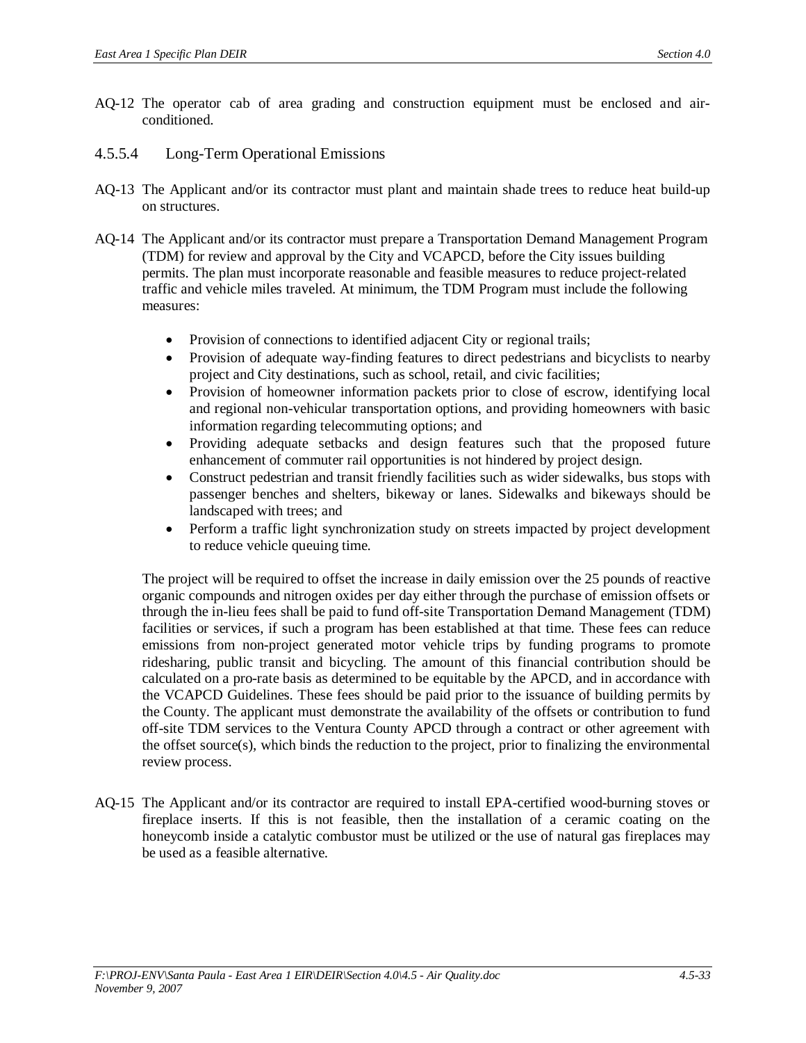AQ-12 The operator cab of area grading and construction equipment must be enclosed and air-conditioned.

#### 4.5.5.4 Long-Term Operational Emissions

AQ-13 The Applicant and/or its contractor must plant and maintain shade trees to reduce heat build-up on structures.

AQ-14 The Applicant and/or its contractor must prepare a Transportation Demand Management Program (TDM) for review and approval by the City and VCAPCD, before the City issues building permits. The plan must incorporate reasonable and feasible measures to reduce project-related traffic and vehicle miles traveled. At minimum, the TDM Program must include the following measures:

- Provision of connections to identified adjacent City or regional trails;
- Provision of adequate way-finding features to direct pedestrians and bicyclists to nearby project and City destinations, such as school, retail, and civic facilities;
- Provision of homeowner information packets prior to close of escrow, identifying local and regional non-vehicular transportation options, and providing homeowners with basic information regarding telecommuting options; and
- Providing adequate setbacks and design features such that the proposed future enhancement of commuter rail opportunities is not hindered by project design.
- Construct pedestrian and transit friendly facilities such as wider sidewalks, bus stops with passenger benches and shelters, bikeway or lanes. Sidewalks and bikeways should be landscaped with trees; and
- Perform a traffic light synchronization study on streets impacted by project development to reduce vehicle queuing time.

The project will be required to offset the increase in daily emission over the 25 pounds of reactive organic compounds and nitrogen oxides per day either through the purchase of emission offsets or through the in-lieu fees shall be paid to fund off-site Transportation Demand Management (TDM) facilities or services, if such a program has been established at that time. These fees can reduce emissions from non-project generated motor vehicle trips by funding programs to promote ridesharing, public transit and bicycling. The amount of this financial contribution should be calculated on a pro-rate basis as determined to be equitable by the APCD, and in accordance with the VCAPCD Guidelines. These fees should be paid prior to the issuance of building permits by the County. The applicant must demonstrate the availability of the offsets or contribution to fund off-site TDM services to the Ventura County APCD through a contract or other agreement with the offset source(s), which binds the reduction to the project, prior to finalizing the environmental review process.

AQ-15 The Applicant and/or its contractor are required to install EPA-certified wood-burning stoves or fireplace inserts. If this is not feasible, then the installation of a ceramic coating on the honeycomb inside a catalytic combustor must be utilized or the use of natural gas fireplaces may be used as a feasible alternative.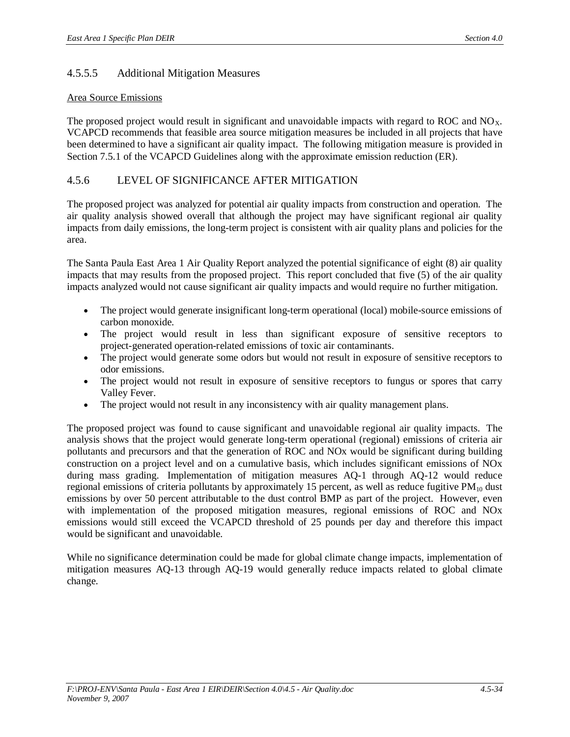### 4.5.5.5 Additional Mitigation Measures

Area Source Emissions

The proposed project would result in significant and unavoidable impacts with regard to ROC and $NO_X$. VCAPCD recommends that feasible area source mitigation measures be included in all projects that have been determined to have a significant air quality impact. The following mitigation measure is provided in Section 7.5.1 of the VCAPCD Guidelines along with the approximate emission reduction (ER).

## 4.5.6 LEVEL OF SIGNIFICANCE AFTER MITIGATION

The proposed project was analyzed for potential air quality impacts from construction and operation. The air quality analysis showed overall that although the project may have significant regional air quality impacts from daily emissions, the long-term project is consistent with air quality plans and policies for the area.

The Santa Paula East Area 1 Air Quality Report analyzed the potential significance of eight (8) air quality impacts that may results from the proposed project. This report concluded that five (5) of the air quality impacts analyzed would not cause significant air quality impacts and would require no further mitigation.

- The project would generate insignificant long-term operational (local) mobile-source emissions of carbon monoxide.
- The project would result in less than significant exposure of sensitive receptors to project-generated operation-related emissions of toxic air contaminants.
- The project would generate some odors but would not result in exposure of sensitive receptors to odor emissions.
- The project would not result in exposure of sensitive receptors to fungus or spores that carry Valley Fever.
- The project would not result in any inconsistency with air quality management plans.

The proposed project was found to cause significant and unavoidable regional air quality impacts. The analysis shows that the project would generate long-term operational (regional) emissions of criteria air pollutants and precursors and that the generation of ROC and NOx would be significant during building construction on a project level and on a cumulative basis, which includes significant emissions of NOx during mass grading. Implementation of mitigation measures AQ-1 through AQ-12 would reduce regional emissions of criteria pollutants by approximately 15 percent, as well as reduce fugitive $PM_{10}$ dust emissions by over 50 percent attributable to the dust control BMP as part of the project. However, even with implementation of the proposed mitigation measures, regional emissions of ROC and NOx emissions would still exceed the VCAPCD threshold of 25 pounds per day and therefore this impact would be significant and unavoidable.

While no significance determination could be made for global climate change impacts, implementation of mitigation measures AQ-13 through AQ-19 would generally reduce impacts related to global climate change.